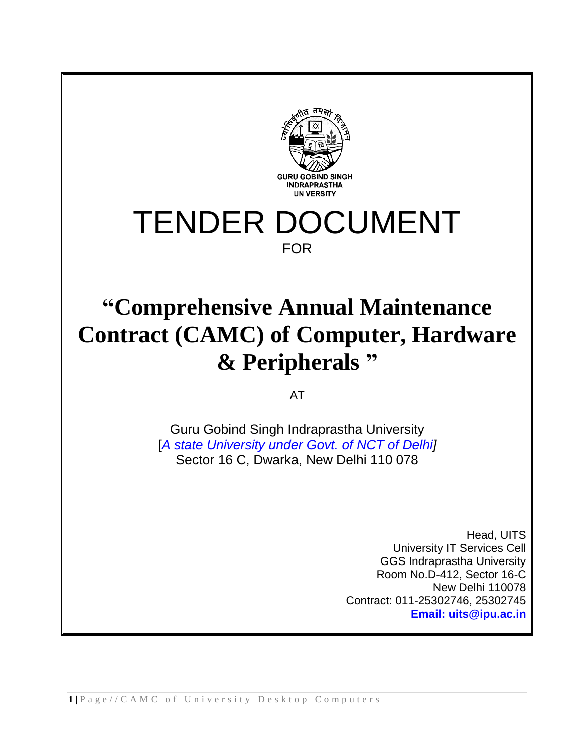GURU GOBIND SINGH
INDRAPRASTHA
UNIVERSITY

# TENDER DOCUMENT

FOR

# "Comprehensive Annual Maintenance Contract (CAMC) of Computer, Hardware & Peripherals "

AT

Guru Gobind Singh Indraprastha University
[*A state University under Govt. of NCT of Delhi*]
Sector 16 C, Dwarka, New Delhi 110 078

Head, UITS
University IT Services Cell
GGS Indraprastha University
Room No.D-412, Sector 16-C
New Delhi 110078
Contract: 011-25302746, 25302745
**Email: uits@ipu.ac.in**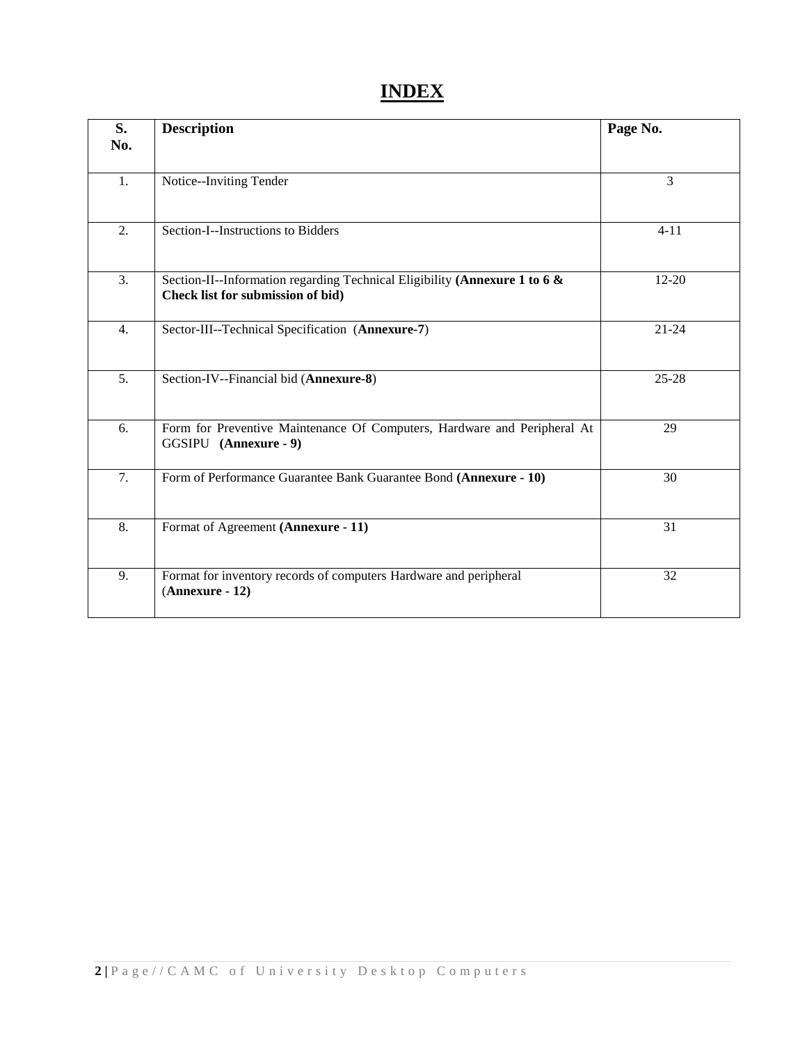# INDEX

| S. No. | Description | Page No. |
|---|---|---|
| 1. | Notice--Inviting Tender | 3 |
| 2. | Section-I--Instructions to Bidders | 4-11 |
| 3. | Section-II--Information regarding Technical Eligibility **(Annexure 1 to 6 & Check list for submission of bid)** | 12-20 |
| 4. | Sector-III--Technical Specification (**Annexure-7**) | 21-24 |
| 5. | Section-IV--Financial bid (**Annexure-8**) | 25-28 |
| 6. | Form for Preventive Maintenance Of Computers, Hardware and Peripheral At GGSIPU **(Annexure - 9)** | 29 |
| 7. | Form of Performance Guarantee Bank Guarantee Bond **(Annexure - 10)** | 30 |
| 8. | Format of Agreement **(Annexure - 11)** | 31 |
| 9. | Format for inventory records of computers Hardware and peripheral (**Annexure - 12)** | 32 |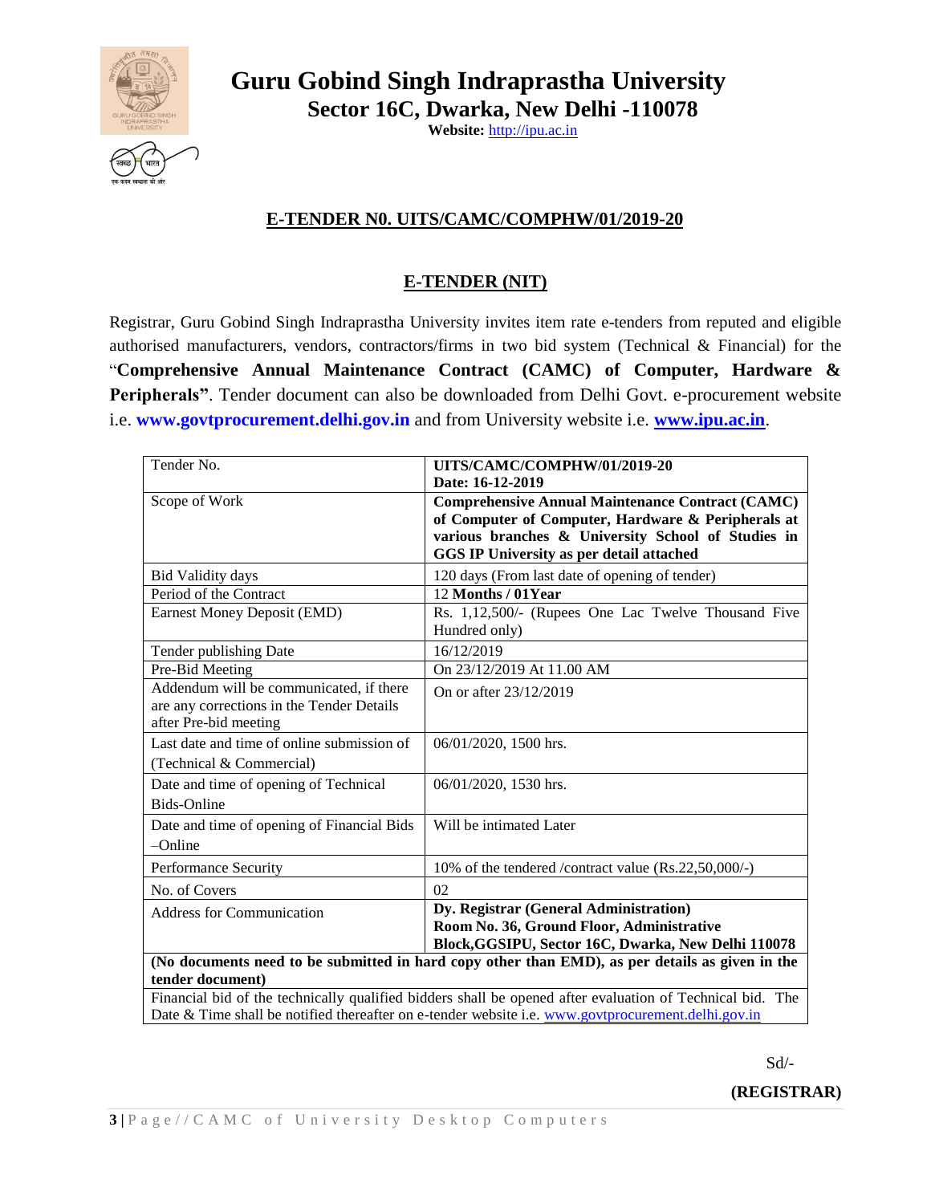# Guru Gobind Singh Indraprastha University

## Sector 16C, Dwarka, New Delhi -110078

**Website:** http://ipu.ac.in

## E-TENDER N0. UITS/CAMC/COMPHW/01/2019-20

## E-TENDER (NIT)

Registrar, Guru Gobind Singh Indraprastha University invites item rate e-tenders from reputed and eligible authorised manufacturers, vendors, contractors/firms in two bid system (Technical & Financial) for the "**Comprehensive Annual Maintenance Contract (CAMC) of Computer, Hardware & Peripherals"**. Tender document can also be downloaded from Delhi Govt. e-procurement website i.e. **www.govtprocurement.delhi.gov.in** and from University website i.e. **www.ipu.ac.in**.

| Tender No. | **UITS/CAMC/COMPHW/01/2019-20**<br>**Date: 16-12-2019** |
|---|---|
| Scope of Work | **Comprehensive Annual Maintenance Contract (CAMC) of Computer, Hardware & Peripherals at various branches & University School of Studies in GGS IP University as per detail attached** |
| Bid Validity days | 120 days (From last date of opening of tender) |
| Period of the Contract | 12 **Months / 01Year** |
| Earnest Money Deposit (EMD) | Rs. 1,12,500/- (Rupees One Lac Twelve Thousand Five Hundred only) |
| Tender publishing Date | 16/12/2019 |
| Pre-Bid Meeting | On 23/12/2019 At 11.00 AM |
| Addendum will be communicated, if there are any corrections in the Tender Details after Pre-bid meeting | On or after 23/12/2019 |
| Last date and time of online submission of (Technical & Commercial) | 06/01/2020, 1500 hrs. |
| Date and time of opening of Technical Bids-Online | 06/01/2020, 1530 hrs. |
| Date and time of opening of Financial Bids –Online | Will be intimated Later |
| Performance Security | 10% of the tendered /contract value (Rs.22,50,000/-) |
| No. of Covers | 02 |
| Address for Communication | **Dy. Registrar (General Administration)**<br>**Room No. 36, Ground Floor, Administrative Block,GGSIPU, Sector 16C, Dwarka, New Delhi 110078** |
| **(No documents need to be submitted in hard copy other than EMD), as per details as given in the tender document)** | |
| Financial bid of the technically qualified bidders shall be opened after evaluation of Technical bid. The Date & Time shall be notified thereafter on e-tender website i.e. www.govtprocurement.delhi.gov.in | |

Sd/-

**(REGISTRAR)**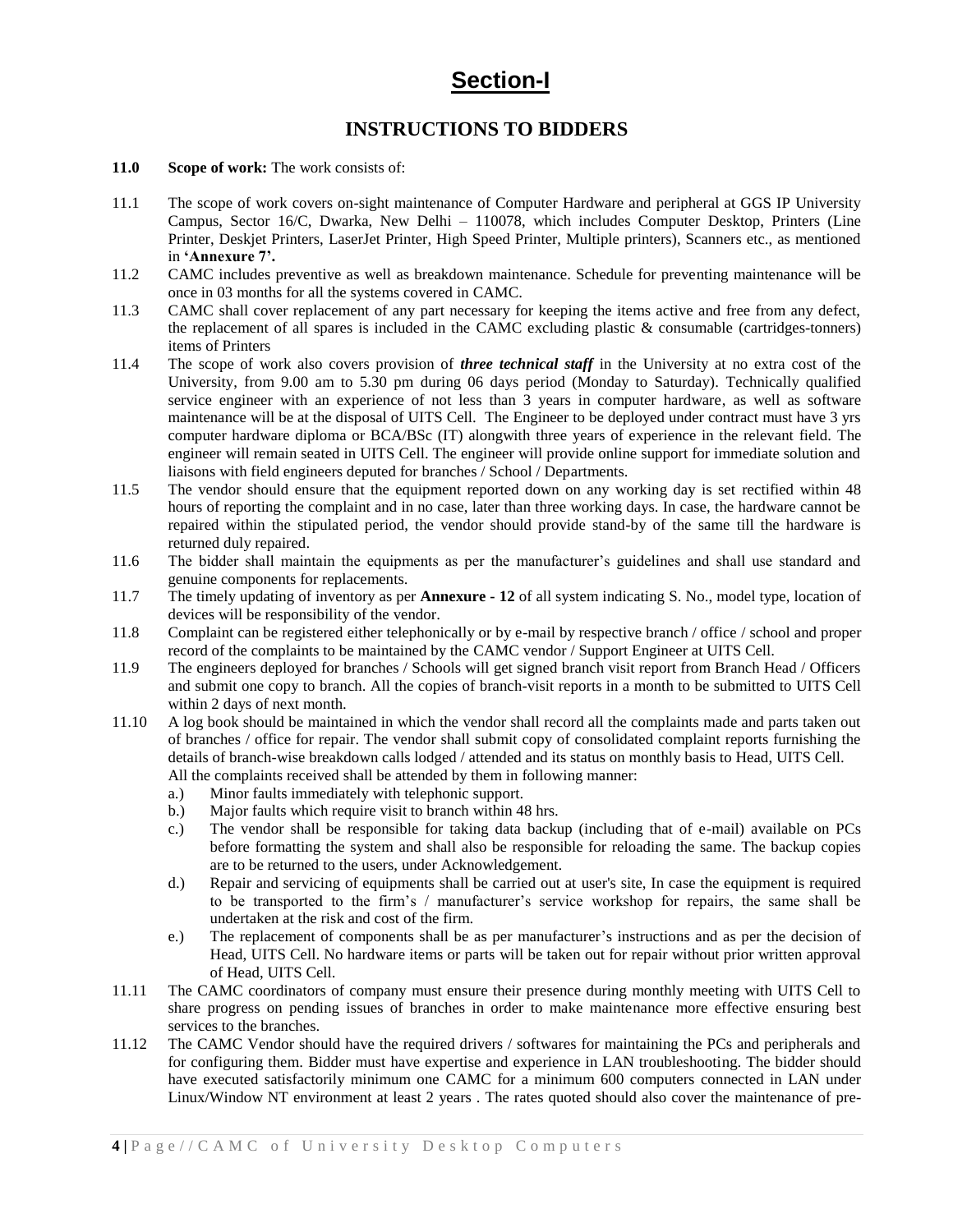# Section-I

## INSTRUCTIONS TO BIDDERS

**11.0 Scope of work:** The work consists of:

11.1 The scope of work covers on-sight maintenance of Computer Hardware and peripheral at GGS IP University Campus, Sector 16/C, Dwarka, New Delhi – 110078, which includes Computer Desktop, Printers (Line Printer, Deskjet Printers, LaserJet Printer, High Speed Printer, Multiple printers), Scanners etc., as mentioned in **'Annexure 7'.**

11.2 CAMC includes preventive as well as breakdown maintenance. Schedule for preventing maintenance will be once in 03 months for all the systems covered in CAMC.

11.3 CAMC shall cover replacement of any part necessary for keeping the items active and free from any defect, the replacement of all spares is included in the CAMC excluding plastic & consumable (cartridges-tonners) items of Printers

11.4 The scope of work also covers provision of ***three technical staff*** in the University at no extra cost of the University, from 9.00 am to 5.30 pm during 06 days period (Monday to Saturday). Technically qualified service engineer with an experience of not less than 3 years in computer hardware, as well as software maintenance will be at the disposal of UITS Cell. The Engineer to be deployed under contract must have 3 yrs computer hardware diploma or BCA/BSc (IT) alongwith three years of experience in the relevant field. The engineer will remain seated in UITS Cell. The engineer will provide online support for immediate solution and liaisons with field engineers deputed for branches / School / Departments.

11.5 The vendor should ensure that the equipment reported down on any working day is set rectified within 48 hours of reporting the complaint and in no case, later than three working days. In case, the hardware cannot be repaired within the stipulated period, the vendor should provide stand-by of the same till the hardware is returned duly repaired.

11.6 The bidder shall maintain the equipments as per the manufacturer's guidelines and shall use standard and genuine components for replacements.

11.7 The timely updating of inventory as per **Annexure - 12** of all system indicating S. No., model type, location of devices will be responsibility of the vendor.

11.8 Complaint can be registered either telephonically or by e-mail by respective branch / office / school and proper record of the complaints to be maintained by the CAMC vendor / Support Engineer at UITS Cell.

11.9 The engineers deployed for branches / Schools will get signed branch visit report from Branch Head / Officers and submit one copy to branch. All the copies of branch-visit reports in a month to be submitted to UITS Cell within 2 days of next month.

11.10 A log book should be maintained in which the vendor shall record all the complaints made and parts taken out of branches / office for repair. The vendor shall submit copy of consolidated complaint reports furnishing the details of branch-wise breakdown calls lodged / attended and its status on monthly basis to Head, UITS Cell. All the complaints received shall be attended by them in following manner:

- a.) Minor faults immediately with telephonic support.
- b.) Major faults which require visit to branch within 48 hrs.
- c.) The vendor shall be responsible for taking data backup (including that of e-mail) available on PCs before formatting the system and shall also be responsible for reloading the same. The backup copies are to be returned to the users, under Acknowledgement.
- d.) Repair and servicing of equipments shall be carried out at user's site, In case the equipment is required to be transported to the firm's / manufacturer's service workshop for repairs, the same shall be undertaken at the risk and cost of the firm.
- e.) The replacement of components shall be as per manufacturer's instructions and as per the decision of Head, UITS Cell. No hardware items or parts will be taken out for repair without prior written approval of Head, UITS Cell.

11.11 The CAMC coordinators of company must ensure their presence during monthly meeting with UITS Cell to share progress on pending issues of branches in order to make maintenance more effective ensuring best services to the branches.

11.12 The CAMC Vendor should have the required drivers / softwares for maintaining the PCs and peripherals and for configuring them. Bidder must have expertise and experience in LAN troubleshooting. The bidder should have executed satisfactorily minimum one CAMC for a minimum 600 computers connected in LAN under Linux/Window NT environment at least 2 years . The rates quoted should also cover the maintenance of pre-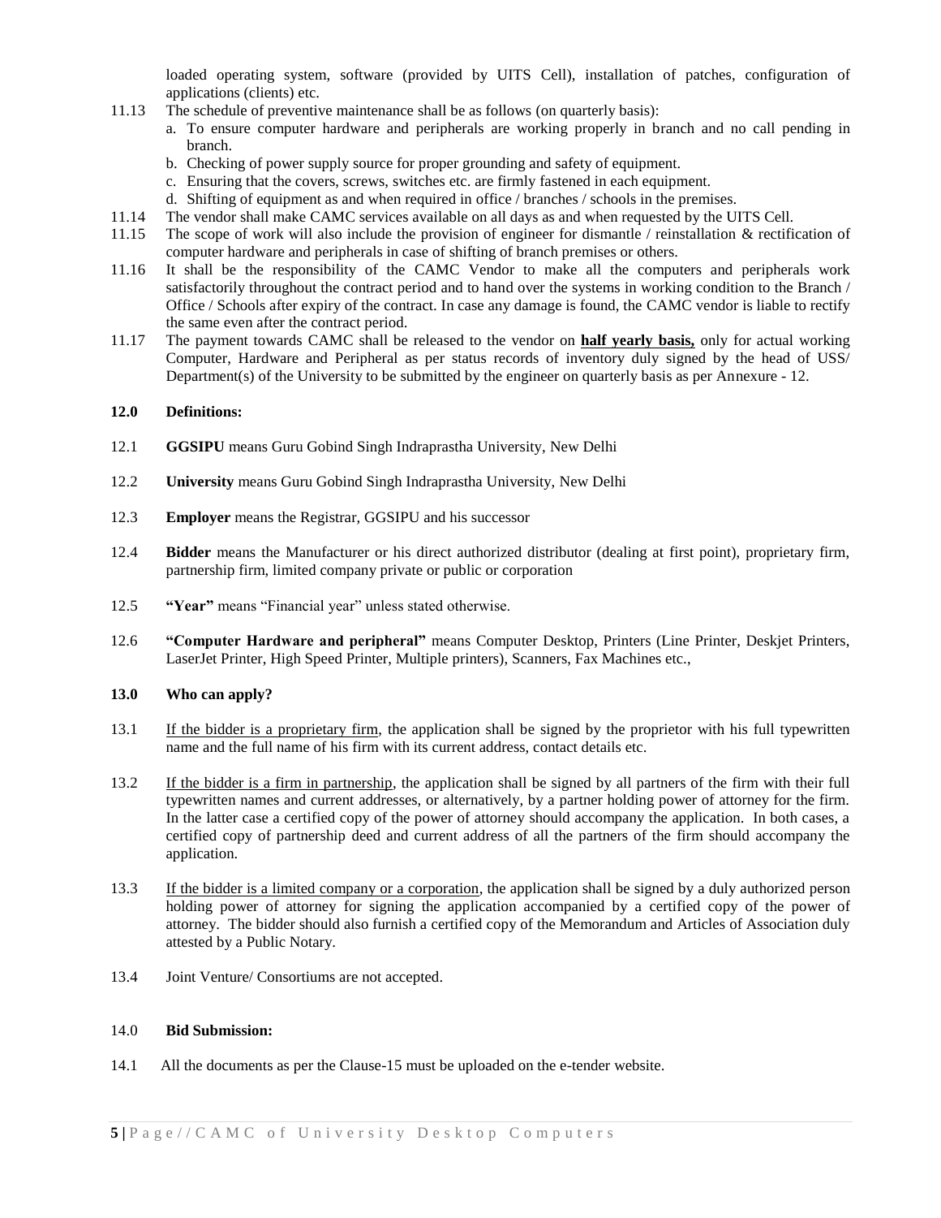loaded operating system, software (provided by UITS Cell), installation of patches, configuration of applications (clients) etc.

11.13 The schedule of preventive maintenance shall be as follows (on quarterly basis):

a. To ensure computer hardware and peripherals are working properly in branch and no call pending in branch.
b. Checking of power supply source for proper grounding and safety of equipment.
c. Ensuring that the covers, screws, switches etc. are firmly fastened in each equipment.
d. Shifting of equipment as and when required in office / branches / schools in the premises.

11.14 The vendor shall make CAMC services available on all days as and when requested by the UITS Cell.

11.15 The scope of work will also include the provision of engineer for dismantle / reinstallation & rectification of computer hardware and peripherals in case of shifting of branch premises or others.

11.16 It shall be the responsibility of the CAMC Vendor to make all the computers and peripherals work satisfactorily throughout the contract period and to hand over the systems in working condition to the Branch / Office / Schools after expiry of the contract. In case any damage is found, the CAMC vendor is liable to rectify the same even after the contract period.

11.17 The payment towards CAMC shall be released to the vendor on <u>**half yearly basis,**</u> only for actual working Computer, Hardware and Peripheral as per status records of inventory duly signed by the head of USS/ Department(s) of the University to be submitted by the engineer on quarterly basis as per Annexure - 12.

**12.0 Definitions:**

12.1 **GGSIPU** means Guru Gobind Singh Indraprastha University, New Delhi

12.2 **University** means Guru Gobind Singh Indraprastha University, New Delhi

12.3 **Employer** means the Registrar, GGSIPU and his successor

12.4 **Bidder** means the Manufacturer or his direct authorized distributor (dealing at first point), proprietary firm, partnership firm, limited company private or public or corporation

12.5 **"Year"** means "Financial year" unless stated otherwise.

12.6 **"Computer Hardware and peripheral"** means Computer Desktop, Printers (Line Printer, Deskjet Printers, LaserJet Printer, High Speed Printer, Multiple printers), Scanners, Fax Machines etc.,

**13.0 Who can apply?**

13.1 <u>If the bidder is a proprietary firm</u>, the application shall be signed by the proprietor with his full typewritten name and the full name of his firm with its current address, contact details etc.

13.2 <u>If the bidder is a firm in partnership</u>, the application shall be signed by all partners of the firm with their full typewritten names and current addresses, or alternatively, by a partner holding power of attorney for the firm. In the latter case a certified copy of the power of attorney should accompany the application. In both cases, a certified copy of partnership deed and current address of all the partners of the firm should accompany the application.

13.3 <u>If the bidder is a limited company or a corporation</u>, the application shall be signed by a duly authorized person holding power of attorney for signing the application accompanied by a certified copy of the power of attorney. The bidder should also furnish a certified copy of the Memorandum and Articles of Association duly attested by a Public Notary.

13.4 Joint Venture/ Consortiums are not accepted.

14.0 **Bid Submission:**

14.1 All the documents as per the Clause-15 must be uploaded on the e-tender website.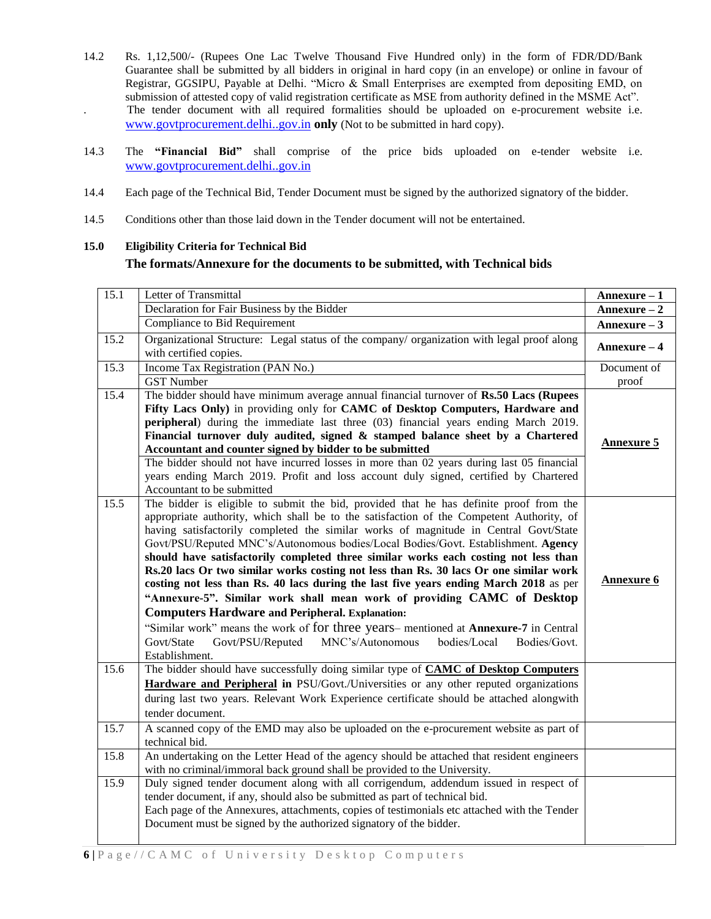14.2 Rs. 1,12,500/- (Rupees One Lac Twelve Thousand Five Hundred only) in the form of FDR/DD/Bank Guarantee shall be submitted by all bidders in original in hard copy (in an envelope) or online in favour of Registrar, GGSIPU, Payable at Delhi. "Micro & Small Enterprises are exempted from depositing EMD, on submission of attested copy of valid registration certificate as MSE from authority defined in the MSME Act".

. The tender document with all required formalities should be uploaded on e-procurement website i.e. www.govtprocurement.delhi..gov.in **only** (Not to be submitted in hard copy).

14.3 The **"Financial Bid"** shall comprise of the price bids uploaded on e-tender website i.e. www.govtprocurement.delhi..gov.in

14.4 Each page of the Technical Bid, Tender Document must be signed by the authorized signatory of the bidder.

14.5 Conditions other than those laid down in the Tender document will not be entertained.

**15.0 Eligibility Criteria for Technical Bid**

**The formats/Annexure for the documents to be submitted, with Technical bids**

| | | |
|---|---|---|
| 15.1 | Letter of Transmittal | **Annexure – 1** |
| | Declaration for Fair Business by the Bidder | **Annexure – 2** |
| | Compliance to Bid Requirement | **Annexure – 3** |
| 15.2 | Organizational Structure: Legal status of the company/ organization with legal proof along with certified copies. | **Annexure – 4** |
| 15.3 | Income Tax Registration (PAN No.) | Document of proof |
| | GST Number | |
| 15.4 | The bidder should have minimum average annual financial turnover of **Rs.50 Lacs (Rupees Fifty Lacs Only)** in providing only for **CAMC of Desktop Computers, Hardware and peripheral**) during the immediate last three (03) financial years ending March 2019. **Financial turnover duly audited, signed & stamped balance sheet by a Chartered Accountant and counter signed by bidder to be submitted**<br>The bidder should not have incurred losses in more than 02 years during last 05 financial years ending March 2019. Profit and loss account duly signed, certified by Chartered Accountant to be submitted | **Annexure 5** |
| 15.5 | The bidder is eligible to submit the bid, provided that he has definite proof from the appropriate authority, which shall be to the satisfaction of the Competent Authority, of having satisfactorily completed the similar works of magnitude in Central Govt/State Govt/PSU/Reputed MNC's/Autonomous bodies/Local Bodies/Govt. Establishment. **Agency should have satisfactorily completed three similar works each costing not less than Rs.20 lacs Or two similar works costing not less than Rs. 30 lacs Or one similar work costing not less than Rs. 40 lacs during the last five years ending March 2018** as per **"Annexure-5". Similar work shall mean work of providing CAMC of Desktop Computers Hardware and Peripheral. Explanation:**<br>"Similar work" means the work of for three years– mentioned at **Annexure-7** in Central Govt/State Govt/PSU/Reputed MNC's/Autonomous bodies/Local Bodies/Govt. Establishment. | **Annexure 6** |
| 15.6 | The bidder should have successfully doing similar type of **CAMC of Desktop Computers Hardware and Peripheral in** PSU/Govt./Universities or any other reputed organizations during last two years. Relevant Work Experience certificate should be attached alongwith tender document. | |
| 15.7 | A scanned copy of the EMD may also be uploaded on the e-procurement website as part of technical bid. | |
| 15.8 | An undertaking on the Letter Head of the agency should be attached that resident engineers with no criminal/immoral back ground shall be provided to the University. | |
| 15.9 | Duly signed tender document along with all corrigendum, addendum issued in respect of tender document, if any, should also be submitted as part of technical bid.<br>Each page of the Annexures, attachments, copies of testimonials etc attached with the Tender Document must be signed by the authorized signatory of the bidder. | |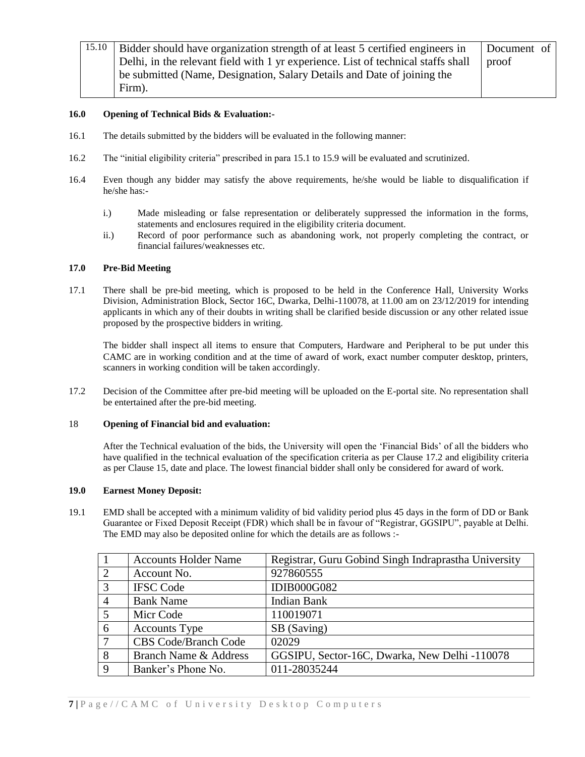| 15.10 | Bidder should have organization strength of at least 5 certified engineers in Delhi, in the relevant field with 1 yr experience. List of technical staffs shall be submitted (Name, Designation, Salary Details and Date of joining the Firm). | Document of proof |
|---|---|---|

**16.0 Opening of Technical Bids & Evaluation:-**

16.1 The details submitted by the bidders will be evaluated in the following manner:

16.2 The "initial eligibility criteria" prescribed in para 15.1 to 15.9 will be evaluated and scrutinized.

16.4 Even though any bidder may satisfy the above requirements, he/she would be liable to disqualification if he/she has:-

i.) Made misleading or false representation or deliberately suppressed the information in the forms, statements and enclosures required in the eligibility criteria document.

ii.) Record of poor performance such as abandoning work, not properly completing the contract, or financial failures/weaknesses etc.

**17.0 Pre-Bid Meeting**

17.1 There shall be pre-bid meeting, which is proposed to be held in the Conference Hall, University Works Division, Administration Block, Sector 16C, Dwarka, Delhi-110078, at 11.00 am on 23/12/2019 for intending applicants in which any of their doubts in writing shall be clarified beside discussion or any other related issue proposed by the prospective bidders in writing.

The bidder shall inspect all items to ensure that Computers, Hardware and Peripheral to be put under this CAMC are in working condition and at the time of award of work, exact number computer desktop, printers, scanners in working condition will be taken accordingly.

17.2 Decision of the Committee after pre-bid meeting will be uploaded on the E-portal site. No representation shall be entertained after the pre-bid meeting.

18 **Opening of Financial bid and evaluation:**

After the Technical evaluation of the bids, the University will open the 'Financial Bids' of all the bidders who have qualified in the technical evaluation of the specification criteria as per Clause 17.2 and eligibility criteria as per Clause 15, date and place. The lowest financial bidder shall only be considered for award of work.

**19.0 Earnest Money Deposit:**

19.1 EMD shall be accepted with a minimum validity of bid validity period plus 45 days in the form of DD or Bank Guarantee or Fixed Deposit Receipt (FDR) which shall be in favour of "Registrar, GGSIPU", payable at Delhi. The EMD may also be deposited online for which the details are as follows :-

| 1 | Accounts Holder Name | Registrar, Guru Gobind Singh Indraprastha University |
|---|---|---|
| 2 | Account No. | 927860555 |
| 3 | IFSC Code | IDIB000G082 |
| 4 | Bank Name | Indian Bank |
| 5 | Micr Code | 110019071 |
| 6 | Accounts Type | SB (Saving) |
| 7 | CBS Code/Branch Code | 02029 |
| 8 | Branch Name & Address | GGSIPU, Sector-16C, Dwarka, New Delhi -110078 |
| 9 | Banker's Phone No. | 011-28035244 |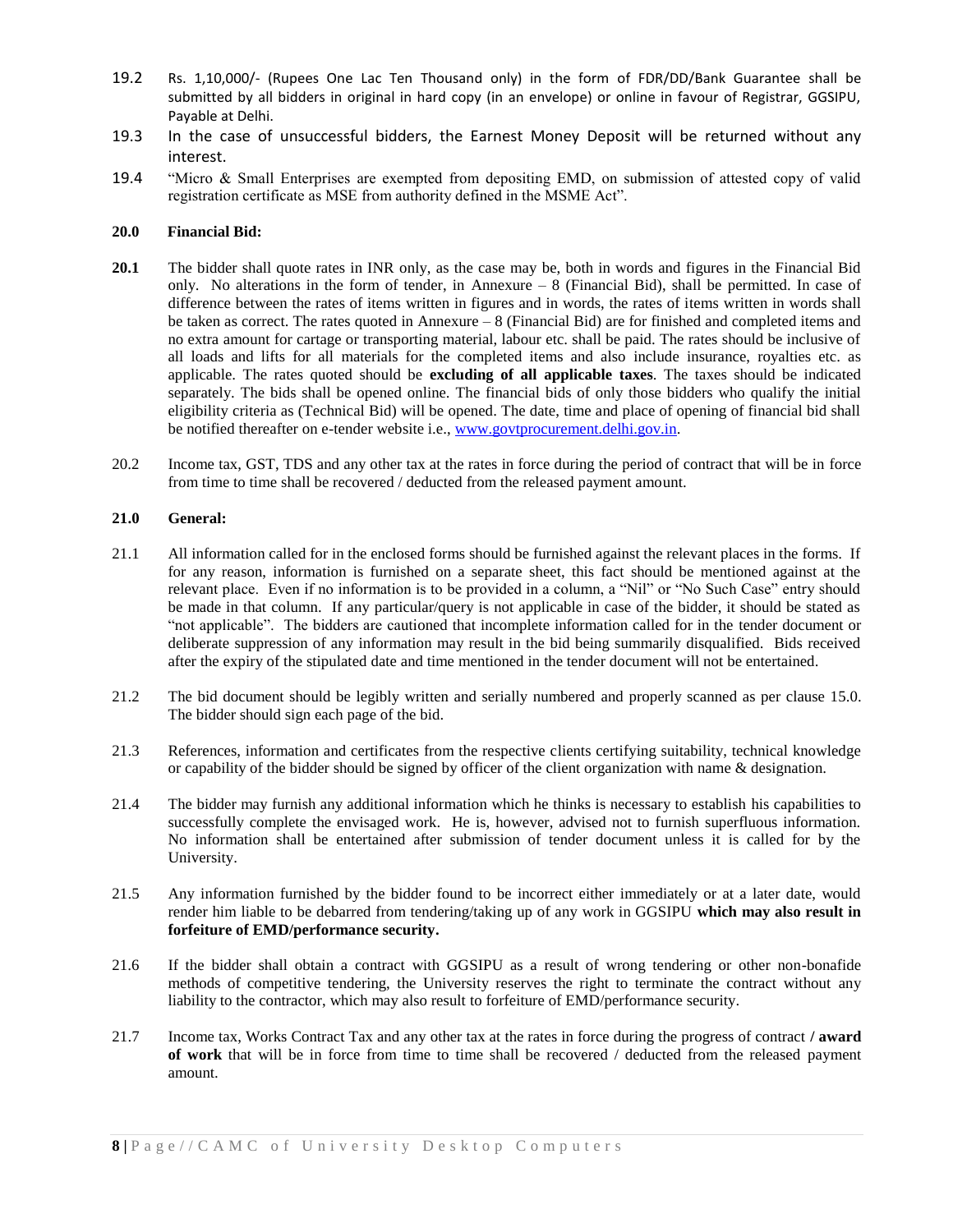19.2 Rs. 1,10,000/- (Rupees One Lac Ten Thousand only) in the form of FDR/DD/Bank Guarantee shall be submitted by all bidders in original in hard copy (in an envelope) or online in favour of Registrar, GGSIPU, Payable at Delhi.

19.3 In the case of unsuccessful bidders, the Earnest Money Deposit will be returned without any interest.

19.4 "Micro & Small Enterprises are exempted from depositing EMD, on submission of attested copy of valid registration certificate as MSE from authority defined in the MSME Act".

**20.0 Financial Bid:**

**20.1** The bidder shall quote rates in INR only, as the case may be, both in words and figures in the Financial Bid only. No alterations in the form of tender, in Annexure – 8 (Financial Bid), shall be permitted. In case of difference between the rates of items written in figures and in words, the rates of items written in words shall be taken as correct. The rates quoted in Annexure – 8 (Financial Bid) are for finished and completed items and no extra amount for cartage or transporting material, labour etc. shall be paid. The rates should be inclusive of all loads and lifts for all materials for the completed items and also include insurance, royalties etc. as applicable. The rates quoted should be **excluding of all applicable taxes**. The taxes should be indicated separately. The bids shall be opened online. The financial bids of only those bidders who qualify the initial eligibility criteria as (Technical Bid) will be opened. The date, time and place of opening of financial bid shall be notified thereafter on e-tender website i.e., www.govtprocurement.delhi.gov.in.

20.2 Income tax, GST, TDS and any other tax at the rates in force during the period of contract that will be in force from time to time shall be recovered / deducted from the released payment amount.

**21.0 General:**

21.1 All information called for in the enclosed forms should be furnished against the relevant places in the forms. If for any reason, information is furnished on a separate sheet, this fact should be mentioned against at the relevant place. Even if no information is to be provided in a column, a "Nil" or "No Such Case" entry should be made in that column. If any particular/query is not applicable in case of the bidder, it should be stated as "not applicable". The bidders are cautioned that incomplete information called for in the tender document or deliberate suppression of any information may result in the bid being summarily disqualified. Bids received after the expiry of the stipulated date and time mentioned in the tender document will not be entertained.

21.2 The bid document should be legibly written and serially numbered and properly scanned as per clause 15.0. The bidder should sign each page of the bid.

21.3 References, information and certificates from the respective clients certifying suitability, technical knowledge or capability of the bidder should be signed by officer of the client organization with name & designation.

21.4 The bidder may furnish any additional information which he thinks is necessary to establish his capabilities to successfully complete the envisaged work. He is, however, advised not to furnish superfluous information. No information shall be entertained after submission of tender document unless it is called for by the University.

21.5 Any information furnished by the bidder found to be incorrect either immediately or at a later date, would render him liable to be debarred from tendering/taking up of any work in GGSIPU **which may also result in forfeiture of EMD/performance security.**

21.6 If the bidder shall obtain a contract with GGSIPU as a result of wrong tendering or other non-bonafide methods of competitive tendering, the University reserves the right to terminate the contract without any liability to the contractor, which may also result to forfeiture of EMD/performance security.

21.7 Income tax, Works Contract Tax and any other tax at the rates in force during the progress of contract **/ award of work** that will be in force from time to time shall be recovered / deducted from the released payment amount.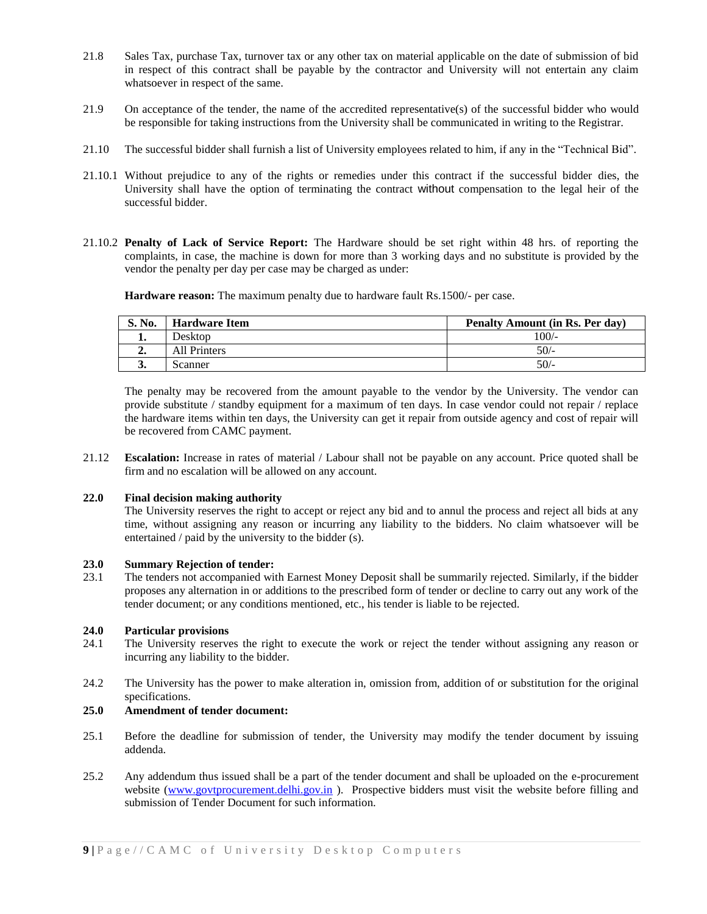21.8 Sales Tax, purchase Tax, turnover tax or any other tax on material applicable on the date of submission of bid in respect of this contract shall be payable by the contractor and University will not entertain any claim whatsoever in respect of the same.

21.9 On acceptance of the tender, the name of the accredited representative(s) of the successful bidder who would be responsible for taking instructions from the University shall be communicated in writing to the Registrar.

21.10 The successful bidder shall furnish a list of University employees related to him, if any in the "Technical Bid".

21.10.1 Without prejudice to any of the rights or remedies under this contract if the successful bidder dies, the University shall have the option of terminating the contract without compensation to the legal heir of the successful bidder.

21.10.2 **Penalty of Lack of Service Report:** The Hardware should be set right within 48 hrs. of reporting the complaints, in case, the machine is down for more than 3 working days and no substitute is provided by the vendor the penalty per day per case may be charged as under:

**Hardware reason:** The maximum penalty due to hardware fault Rs.1500/- per case.

| S. No. | Hardware Item | Penalty Amount (in Rs. Per day) |
|---|---|---|
| **1.** | Desktop | 100/- |
| **2.** | All Printers | 50/- |
| **3.** | Scanner | 50/- |

The penalty may be recovered from the amount payable to the vendor by the University. The vendor can provide substitute / standby equipment for a maximum of ten days. In case vendor could not repair / replace the hardware items within ten days, the University can get it repair from outside agency and cost of repair will be recovered from CAMC payment.

21.12 **Escalation:** Increase in rates of material / Labour shall not be payable on any account. Price quoted shall be firm and no escalation will be allowed on any account.

**22.0 Final decision making authority**

The University reserves the right to accept or reject any bid and to annul the process and reject all bids at any time, without assigning any reason or incurring any liability to the bidders. No claim whatsoever will be entertained / paid by the university to the bidder (s).

**23.0 Summary Rejection of tender:**

23.1 The tenders not accompanied with Earnest Money Deposit shall be summarily rejected. Similarly, if the bidder proposes any alternation in or additions to the prescribed form of tender or decline to carry out any work of the tender document; or any conditions mentioned, etc., his tender is liable to be rejected.

**24.0 Particular provisions**

24.1 The University reserves the right to execute the work or reject the tender without assigning any reason or incurring any liability to the bidder.

24.2 The University has the power to make alteration in, omission from, addition of or substitution for the original specifications.

**25.0 Amendment of tender document:**

25.1 Before the deadline for submission of tender, the University may modify the tender document by issuing addenda.

25.2 Any addendum thus issued shall be a part of the tender document and shall be uploaded on the e-procurement website (www.govtprocurement.delhi.gov.in ). Prospective bidders must visit the website before filling and submission of Tender Document for such information.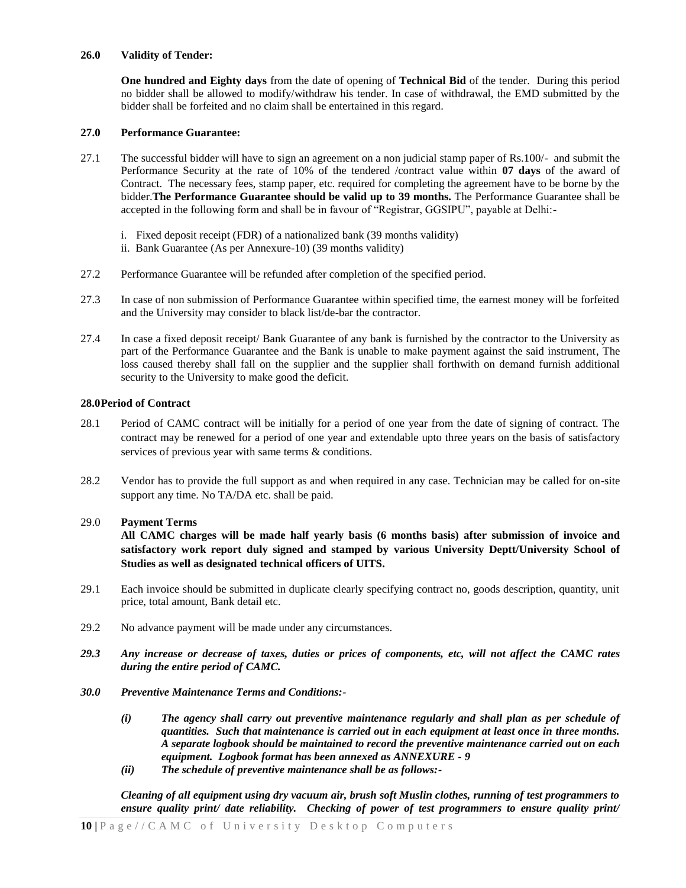**26.0 Validity of Tender:**

**One hundred and Eighty days** from the date of opening of **Technical Bid** of the tender. During this period no bidder shall be allowed to modify/withdraw his tender. In case of withdrawal, the EMD submitted by the bidder shall be forfeited and no claim shall be entertained in this regard.

**27.0 Performance Guarantee:**

27.1 The successful bidder will have to sign an agreement on a non judicial stamp paper of Rs.100/- and submit the Performance Security at the rate of 10% of the tendered /contract value within **07 days** of the award of Contract. The necessary fees, stamp paper, etc. required for completing the agreement have to be borne by the bidder.**The Performance Guarantee should be valid up to 39 months.** The Performance Guarantee shall be accepted in the following form and shall be in favour of "Registrar, GGSIPU", payable at Delhi:-

i. Fixed deposit receipt (FDR) of a nationalized bank (39 months validity)
ii. Bank Guarantee (As per Annexure-10) (39 months validity)

27.2 Performance Guarantee will be refunded after completion of the specified period.

27.3 In case of non submission of Performance Guarantee within specified time, the earnest money will be forfeited and the University may consider to black list/de-bar the contractor.

27.4 In case a fixed deposit receipt/ Bank Guarantee of any bank is furnished by the contractor to the University as part of the Performance Guarantee and the Bank is unable to make payment against the said instrument, The loss caused thereby shall fall on the supplier and the supplier shall forthwith on demand furnish additional security to the University to make good the deficit.

**28.0Period of Contract**

28.1 Period of CAMC contract will be initially for a period of one year from the date of signing of contract. The contract may be renewed for a period of one year and extendable upto three years on the basis of satisfactory services of previous year with same terms & conditions.

28.2 Vendor has to provide the full support as and when required in any case. Technician may be called for on-site support any time. No TA/DA etc. shall be paid.

29.0 **Payment Terms**

**All CAMC charges will be made half yearly basis (6 months basis) after submission of invoice and satisfactory work report duly signed and stamped by various University Deptt/University School of Studies as well as designated technical officers of UITS.**

29.1 Each invoice should be submitted in duplicate clearly specifying contract no, goods description, quantity, unit price, total amount, Bank detail etc.

29.2 No advance payment will be made under any circumstances.

***29.3 Any increase or decrease of taxes, duties or prices of components, etc, will not affect the CAMC rates during the entire period of CAMC.***

***30.0 Preventive Maintenance Terms and Conditions:-***

***(i) The agency shall carry out preventive maintenance regularly and shall plan as per schedule of quantities. Such that maintenance is carried out in each equipment at least once in three months. A separate logbook should be maintained to record the preventive maintenance carried out on each equipment. Logbook format has been annexed as ANNEXURE - 9***

***(ii) The schedule of preventive maintenance shall be as follows:-***

***Cleaning of all equipment using dry vacuum air, brush soft Muslin clothes, running of test programmers to ensure quality print/ date reliability. Checking of power of test programmers to ensure quality print/***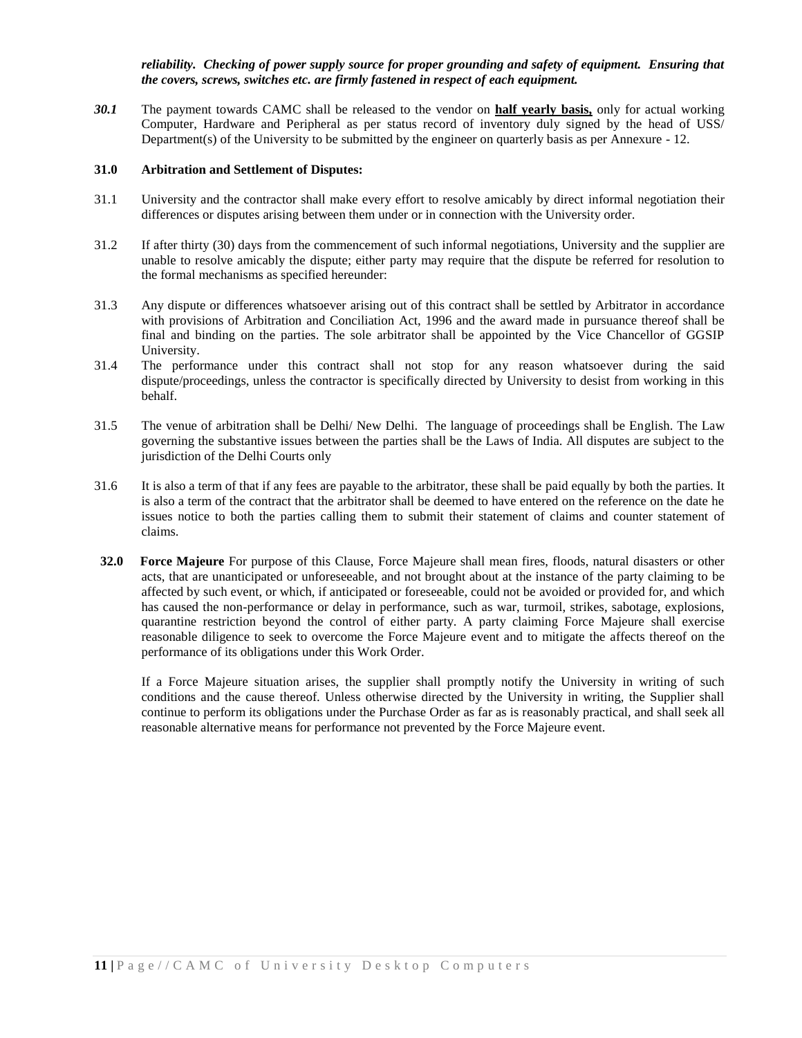***reliability. Checking of power supply source for proper grounding and safety of equipment. Ensuring that the covers, screws, switches etc. are firmly fastened in respect of each equipment.***

***30.1*** The payment towards CAMC shall be released to the vendor on **half yearly basis,** only for actual working Computer, Hardware and Peripheral as per status record of inventory duly signed by the head of USS/ Department(s) of the University to be submitted by the engineer on quarterly basis as per Annexure - 12.

**31.0 Arbitration and Settlement of Disputes:**

31.1 University and the contractor shall make every effort to resolve amicably by direct informal negotiation their differences or disputes arising between them under or in connection with the University order.

31.2 If after thirty (30) days from the commencement of such informal negotiations, University and the supplier are unable to resolve amicably the dispute; either party may require that the dispute be referred for resolution to the formal mechanisms as specified hereunder:

31.3 Any dispute or differences whatsoever arising out of this contract shall be settled by Arbitrator in accordance with provisions of Arbitration and Conciliation Act, 1996 and the award made in pursuance thereof shall be final and binding on the parties. The sole arbitrator shall be appointed by the Vice Chancellor of GGSIP University.

31.4 The performance under this contract shall not stop for any reason whatsoever during the said dispute/proceedings, unless the contractor is specifically directed by University to desist from working in this behalf.

31.5 The venue of arbitration shall be Delhi/ New Delhi. The language of proceedings shall be English. The Law governing the substantive issues between the parties shall be the Laws of India. All disputes are subject to the jurisdiction of the Delhi Courts only

31.6 It is also a term of that if any fees are payable to the arbitrator, these shall be paid equally by both the parties. It is also a term of the contract that the arbitrator shall be deemed to have entered on the reference on the date he issues notice to both the parties calling them to submit their statement of claims and counter statement of claims.

**32.0 Force Majeure** For purpose of this Clause, Force Majeure shall mean fires, floods, natural disasters or other acts, that are unanticipated or unforeseeable, and not brought about at the instance of the party claiming to be affected by such event, or which, if anticipated or foreseeable, could not be avoided or provided for, and which has caused the non-performance or delay in performance, such as war, turmoil, strikes, sabotage, explosions, quarantine restriction beyond the control of either party. A party claiming Force Majeure shall exercise reasonable diligence to seek to overcome the Force Majeure event and to mitigate the affects thereof on the performance of its obligations under this Work Order.

If a Force Majeure situation arises, the supplier shall promptly notify the University in writing of such conditions and the cause thereof. Unless otherwise directed by the University in writing, the Supplier shall continue to perform its obligations under the Purchase Order as far as is reasonably practical, and shall seek all reasonable alternative means for performance not prevented by the Force Majeure event.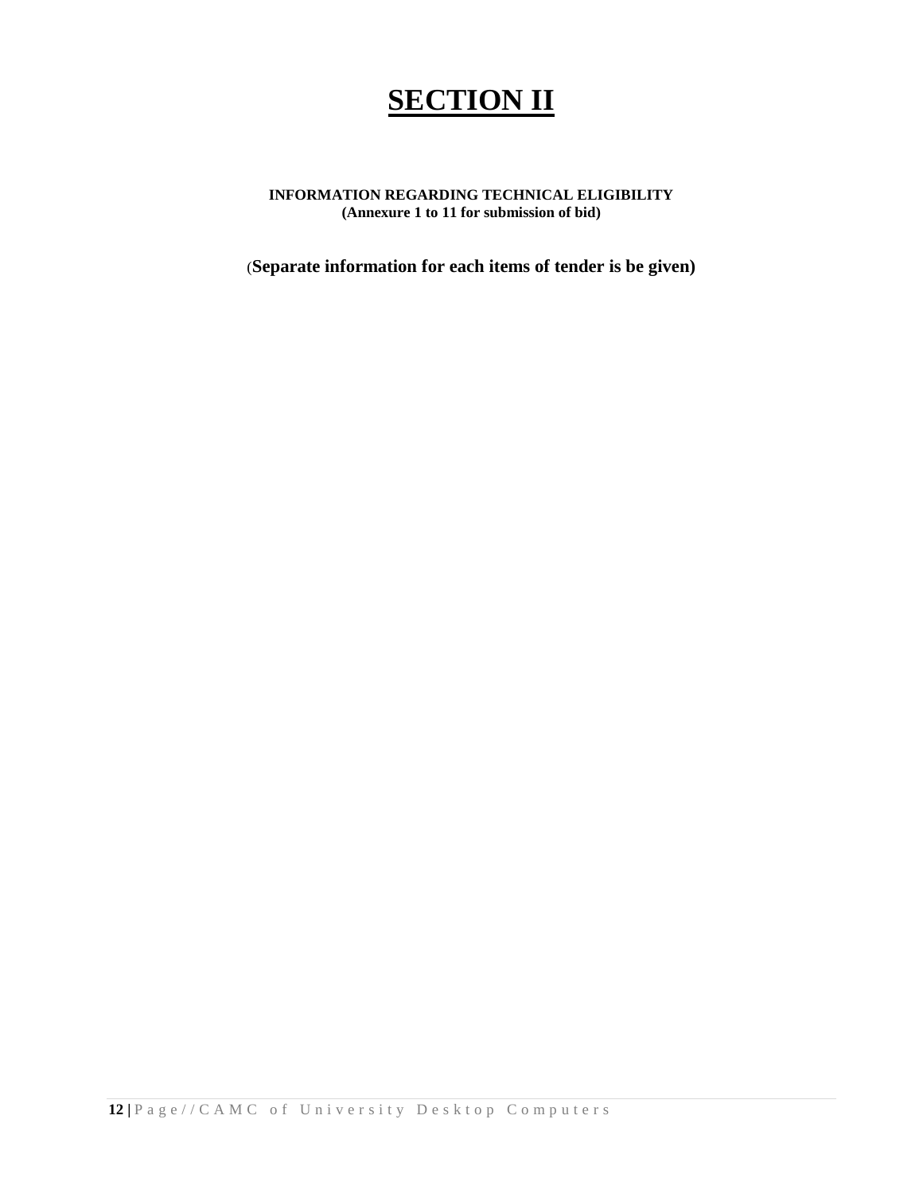# SECTION II

**INFORMATION REGARDING TECHNICAL ELIGIBILITY**
**(Annexure 1 to 11 for submission of bid)**

(**Separate information for each items of tender is be given)**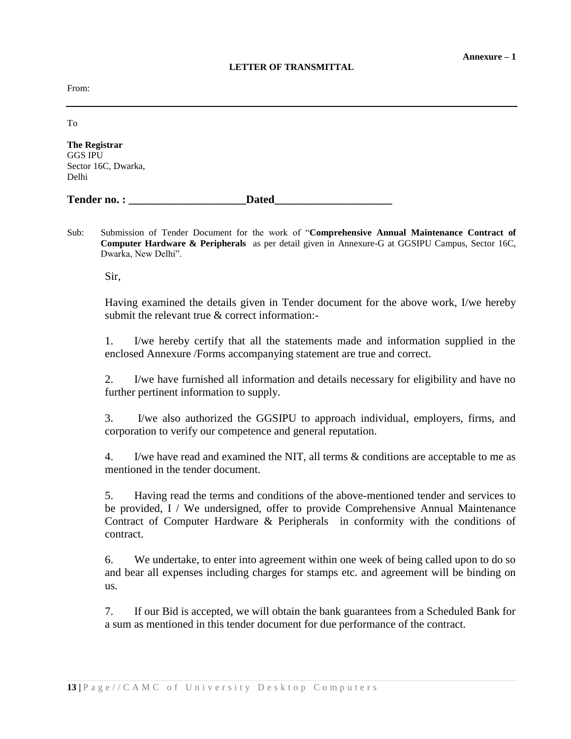**Annexure – 1**

**LETTER OF TRANSMITTAL**

From:

---

To

**The Registrar**
GGS IPU
Sector 16C, Dwarka,
Delhi

**Tender no. : ____________________Dated____________________**

Sub: Submission of Tender Document for the work of "**Comprehensive Annual Maintenance Contract of Computer Hardware & Peripherals** as per detail given in Annexure-G at GGSIPU Campus, Sector 16C, Dwarka, New Delhi".

Sir,

Having examined the details given in Tender document for the above work, I/we hereby submit the relevant true & correct information:-

1. I/we hereby certify that all the statements made and information supplied in the enclosed Annexure /Forms accompanying statement are true and correct.

2. I/we have furnished all information and details necessary for eligibility and have no further pertinent information to supply.

3. I/we also authorized the GGSIPU to approach individual, employers, firms, and corporation to verify our competence and general reputation.

4. I/we have read and examined the NIT, all terms & conditions are acceptable to me as mentioned in the tender document.

5. Having read the terms and conditions of the above-mentioned tender and services to be provided, I / We undersigned, offer to provide Comprehensive Annual Maintenance Contract of Computer Hardware & Peripherals in conformity with the conditions of contract.

6. We undertake, to enter into agreement within one week of being called upon to do so and bear all expenses including charges for stamps etc. and agreement will be binding on us.

7. If our Bid is accepted, we will obtain the bank guarantees from a Scheduled Bank for a sum as mentioned in this tender document for due performance of the contract.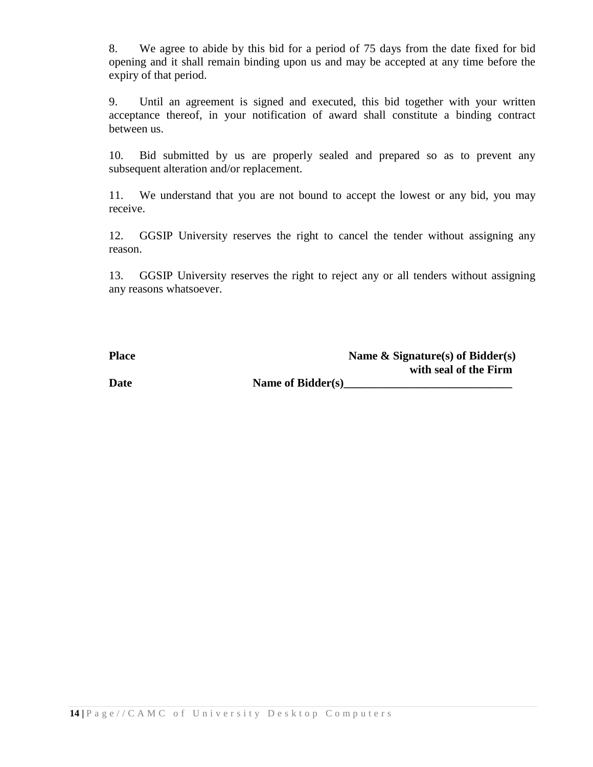8. We agree to abide by this bid for a period of 75 days from the date fixed for bid opening and it shall remain binding upon us and may be accepted at any time before the expiry of that period.

9. Until an agreement is signed and executed, this bid together with your written acceptance thereof, in your notification of award shall constitute a binding contract between us.

10. Bid submitted by us are properly sealed and prepared so as to prevent any subsequent alteration and/or replacement.

11. We understand that you are not bound to accept the lowest or any bid, you may receive.

12. GGSIP University reserves the right to cancel the tender without assigning any reason.

13. GGSIP University reserves the right to reject any or all tenders without assigning any reasons whatsoever.

**Place** **Name & Signature(s) of Bidder(s) with seal of the Firm**

**Date** **Name of Bidder(s)______________________________**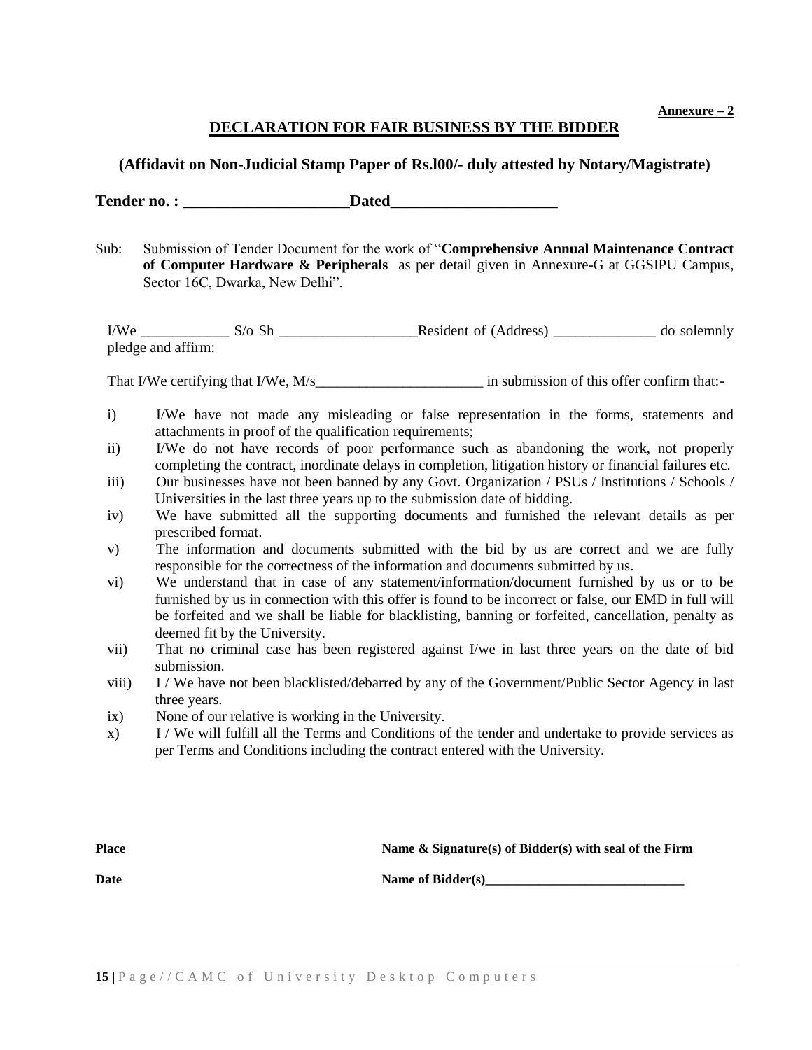**Annexure – 2**

## DECLARATION FOR FAIR BUSINESS BY THE BIDDER

### (Affidavit on Non-Judicial Stamp Paper of Rs.l00/- duly attested by Notary/Magistrate)

**Tender no. : _____________________Dated_____________________**

Sub: Submission of Tender Document for the work of "**Comprehensive Annual Maintenance Contract of Computer Hardware & Peripherals** as per detail given in Annexure-G at GGSIPU Campus, Sector 16C, Dwarka, New Delhi".

I/We ____________ S/o Sh ___________________Resident of (Address) ______________ do solemnly pledge and affirm:

That I/We certifying that I/We, M/s_______________________ in submission of this offer confirm that:-

i) I/We have not made any misleading or false representation in the forms, statements and attachments in proof of the qualification requirements;

ii) I/We do not have records of poor performance such as abandoning the work, not properly completing the contract, inordinate delays in completion, litigation history or financial failures etc.

iii) Our businesses have not been banned by any Govt. Organization / PSUs / Institutions / Schools / Universities in the last three years up to the submission date of bidding.

iv) We have submitted all the supporting documents and furnished the relevant details as per prescribed format.

v) The information and documents submitted with the bid by us are correct and we are fully responsible for the correctness of the information and documents submitted by us.

vi) We understand that in case of any statement/information/document furnished by us or to be furnished by us in connection with this offer is found to be incorrect or false, our EMD in full will be forfeited and we shall be liable for blacklisting, banning or forfeited, cancellation, penalty as deemed fit by the University.

vii) That no criminal case has been registered against I/we in last three years on the date of bid submission.

viii) I / We have not been blacklisted/debarred by any of the Government/Public Sector Agency in last three years.

ix) None of our relative is working in the University.

x) I / We will fulfill all the Terms and Conditions of the tender and undertake to provide services as per Terms and Conditions including the contract entered with the University.

**Place** **Name & Signature(s) of Bidder(s) with seal of the Firm**

**Date** **Name of Bidder(s)______________________________**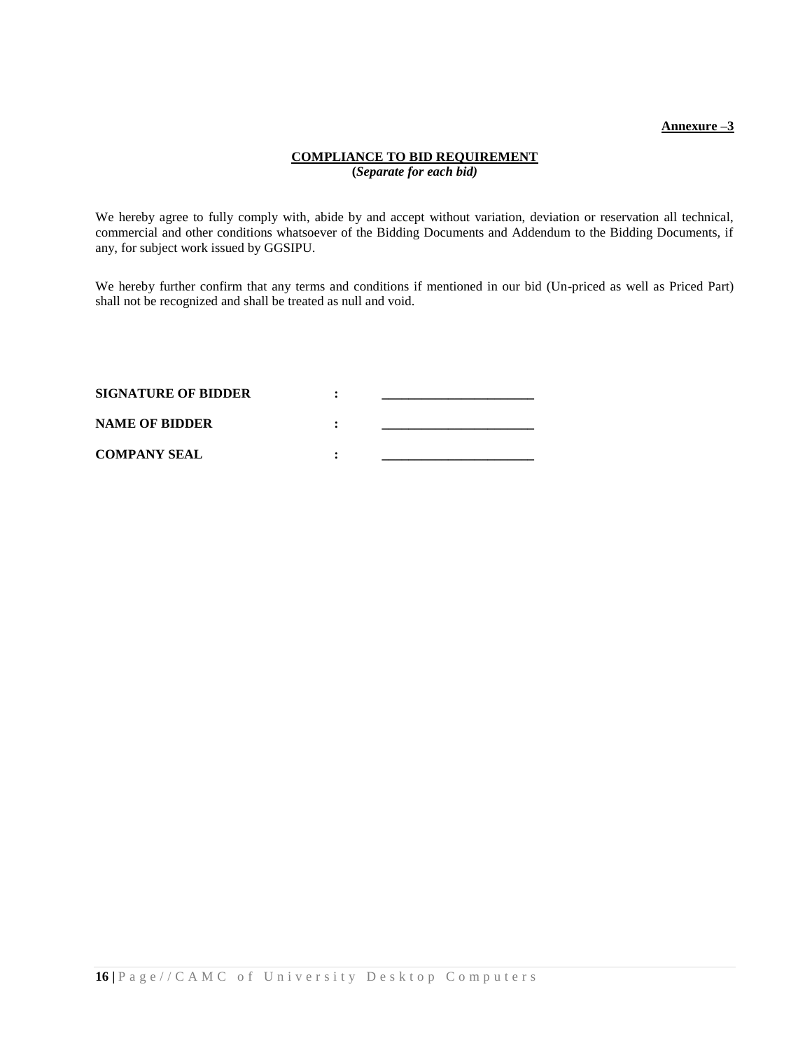**Annexure –3**

## COMPLIANCE TO BID REQUIREMENT

**(*Separate for each bid)***

We hereby agree to fully comply with, abide by and accept without variation, deviation or reservation all technical, commercial and other conditions whatsoever of the Bidding Documents and Addendum to the Bidding Documents, if any, for subject work issued by GGSIPU.

We hereby further confirm that any terms and conditions if mentioned in our bid (Un-priced as well as Priced Part) shall not be recognized and shall be treated as null and void.

**SIGNATURE OF BIDDER** : ______________________

**NAME OF BIDDER** : ______________________

**COMPANY SEAL** : ______________________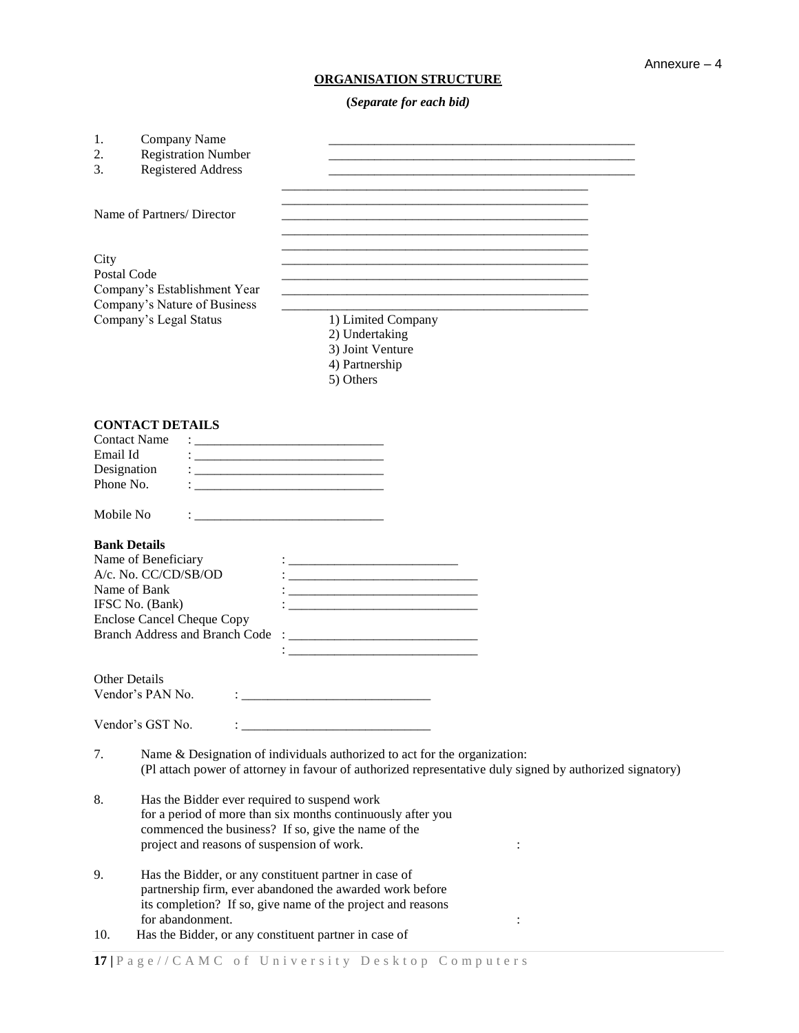Annexure – 4

## ORGANISATION STRUCTURE

**(*Separate for each bid)***

1. Company Name ________________________________________________
2. Registration Number ________________________________________________
3. Registered Address ________________________________________________

________________________________________________
________________________________________________

Name of Partners/ Director ________________________________________________
________________________________________________
________________________________________________

City ________________________________________________
Postal Code ________________________________________________
Company's Establishment Year ________________________________________________
Company's Nature of Business ________________________________________________
Company's Legal Status
1) Limited Company
2) Undertaking
3) Joint Venture
4) Partnership
5) Others

**CONTACT DETAILS**

Contact Name : ______________________________
Email Id : ______________________________
Designation : ______________________________
Phone No. : ______________________________

Mobile No : ______________________________

**Bank Details**

Name of Beneficiary : ___________________________
A/c. No. CC/CD/SB/OD : ______________________________
Name of Bank : ______________________________
IFSC No. (Bank) : ______________________________
Enclose Cancel Cheque Copy
Branch Address and Branch Code : ______________________________
: ______________________________

Other Details
Vendor's PAN No. : ______________________________

Vendor's GST No. : ______________________________

7. Name & Designation of individuals authorized to act for the organization:
(Pl attach power of attorney in favour of authorized representative duly signed by authorized signatory)

8. Has the Bidder ever required to suspend work for a period of more than six months continuously after you commenced the business? If so, give the name of the project and reasons of suspension of work. :

9. Has the Bidder, or any constituent partner in case of partnership firm, ever abandoned the awarded work before its completion? If so, give name of the project and reasons for abandonment. :

10. Has the Bidder, or any constituent partner in case of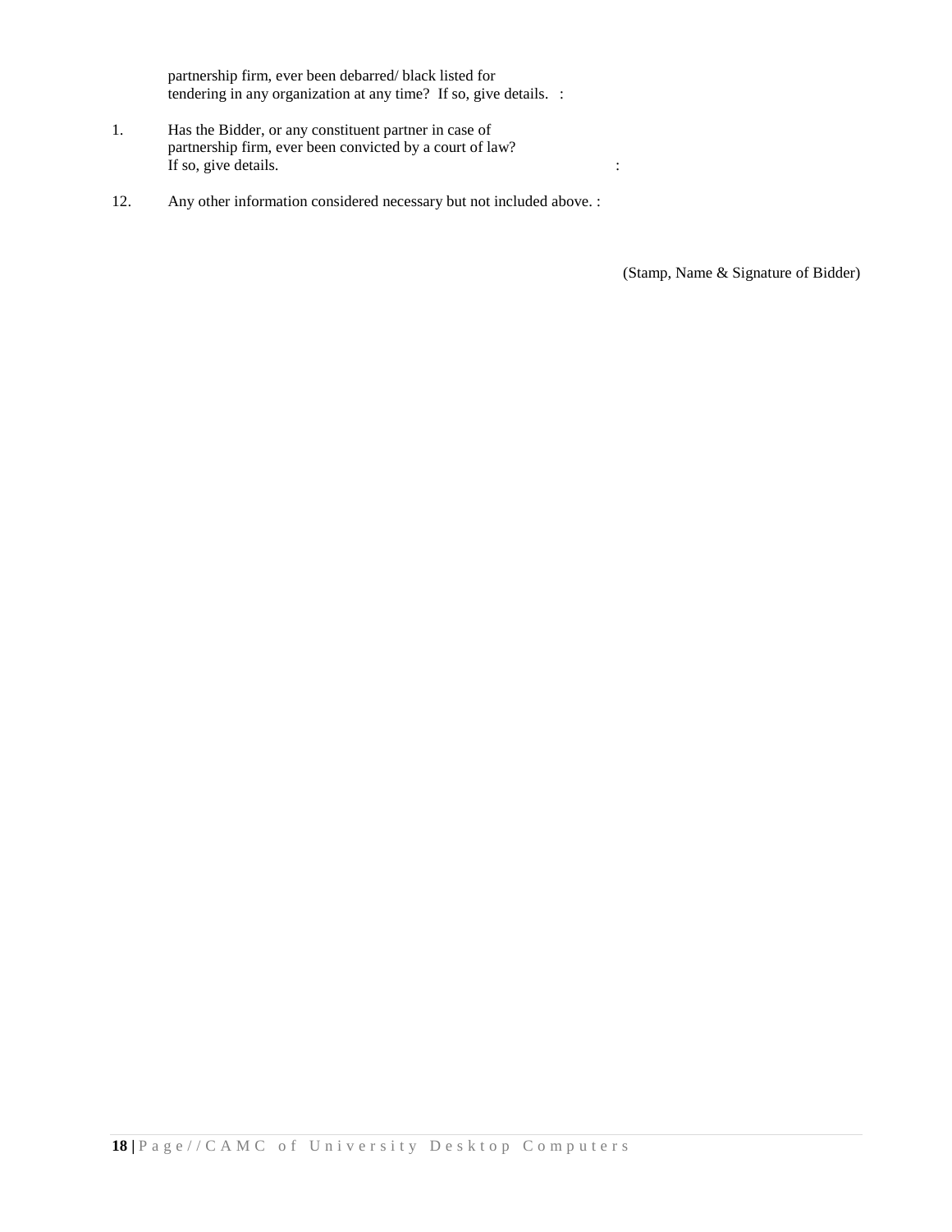partnership firm, ever been debarred/ black listed for tendering in any organization at any time? If so, give details. :

1. Has the Bidder, or any constituent partner in case of partnership firm, ever been convicted by a court of law? If so, give details. :

12. Any other information considered necessary but not included above. :

(Stamp, Name & Signature of Bidder)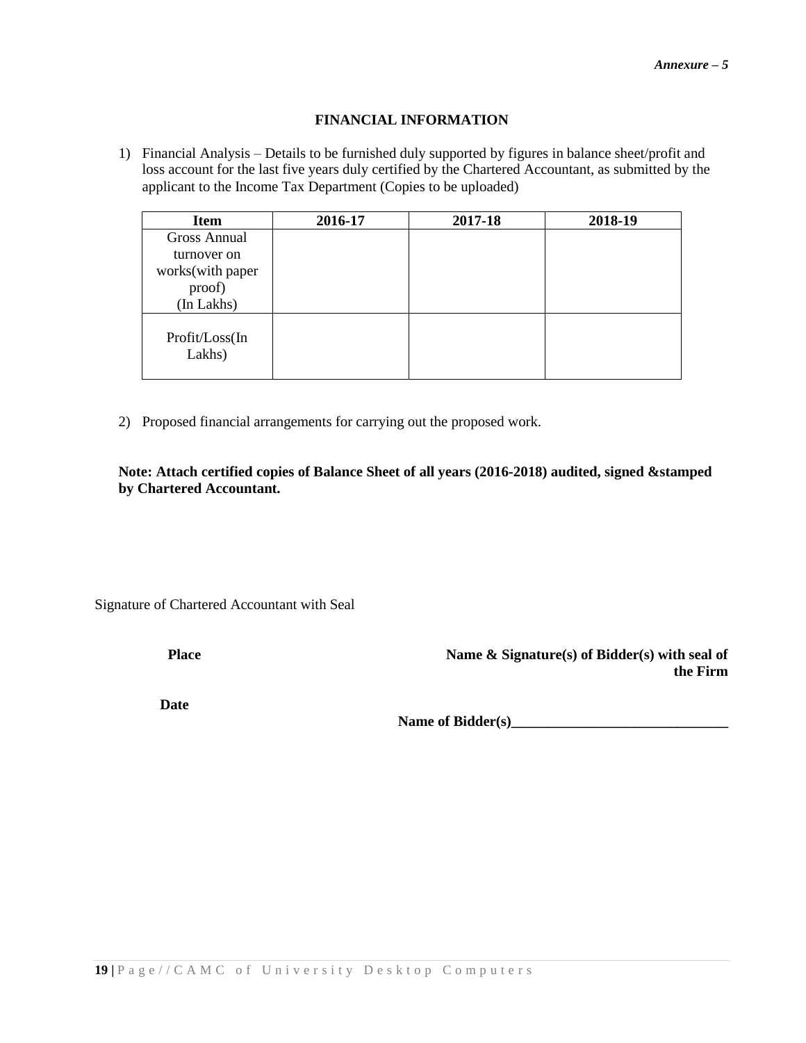*Annexure – 5*

## FINANCIAL INFORMATION

1) Financial Analysis – Details to be furnished duly supported by figures in balance sheet/profit and loss account for the last five years duly certified by the Chartered Accountant, as submitted by the applicant to the Income Tax Department (Copies to be uploaded)

| Item | 2016-17 | 2017-18 | 2018-19 |
|---|---|---|---|
| Gross Annual turnover on works(with paper proof) (In Lakhs) | | | |
| Profit/Loss(In Lakhs) | | | |

2) Proposed financial arrangements for carrying out the proposed work.

**Note: Attach certified copies of Balance Sheet of all years (2016-2018) audited, signed &stamped by Chartered Accountant.**

Signature of Chartered Accountant with Seal

**Place** **Name & Signature(s) of Bidder(s) with seal of the Firm**

**Date**

**Name of Bidder(s)______________________________**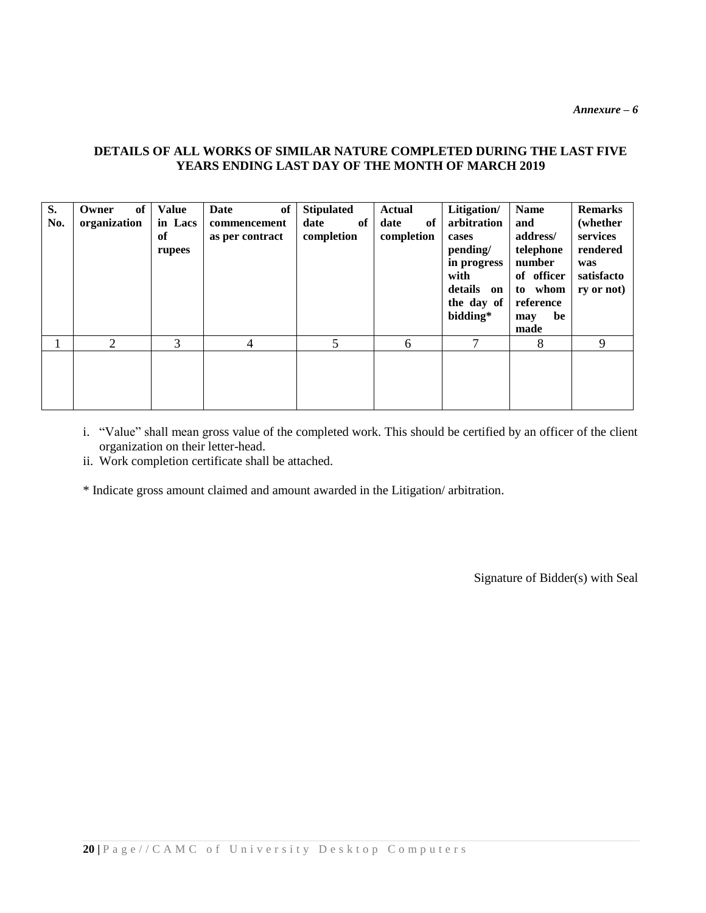*Annexure – 6*

**DETAILS OF ALL WORKS OF SIMILAR NATURE COMPLETED DURING THE LAST FIVE YEARS ENDING LAST DAY OF THE MONTH OF MARCH 2019**

| S. No. | Owner of organization | Value in Lacs of rupees | Date of commencement as per contract | Stipulated date of completion | Actual date of completion | Litigation/ arbitration cases pending/ in progress with details on the day of bidding* | Name and address/ telephone number of officer to whom reference may be made | Remarks (whether services rendered was satisfactory or not) |
|---|---|---|---|---|---|---|---|---|
| 1 | 2 | 3 | 4 | 5 | 6 | 7 | 8 | 9 |
| | | | | | | | | |

i. "Value" shall mean gross value of the completed work. This should be certified by an officer of the client organization on their letter-head.

ii. Work completion certificate shall be attached.

* Indicate gross amount claimed and amount awarded in the Litigation/ arbitration.

Signature of Bidder(s) with Seal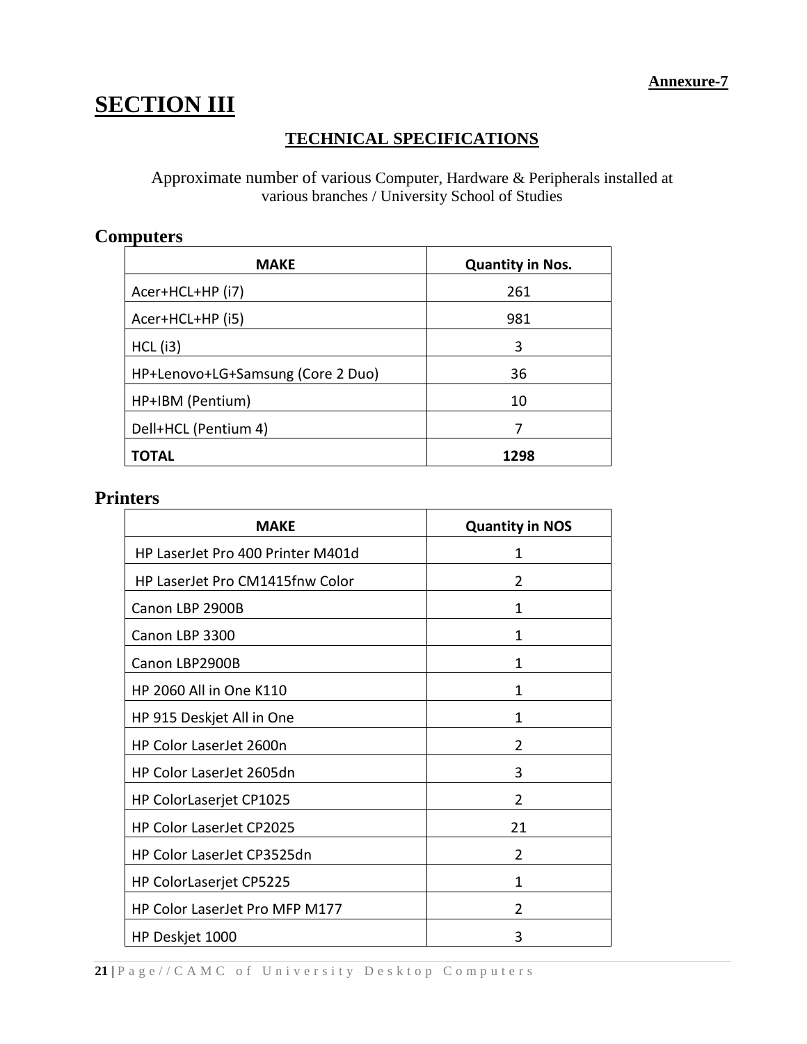**Annexure-7**

# SECTION III

## TECHNICAL SPECIFICATIONS

Approximate number of various Computer, Hardware & Peripherals installed at various branches / University School of Studies

### Computers

| MAKE | Quantity in Nos. |
|---|---|
| Acer+HCL+HP (i7) | 261 |
| Acer+HCL+HP (i5) | 981 |
| HCL (i3) | 3 |
| HP+Lenovo+LG+Samsung (Core 2 Duo) | 36 |
| HP+IBM (Pentium) | 10 |
| Dell+HCL (Pentium 4) | 7 |
| **TOTAL** | **1298** |

### Printers

| MAKE | Quantity in NOS |
|---|---|
| HP LaserJet Pro 400 Printer M401d | 1 |
| HP LaserJet Pro CM1415fnw Color | 2 |
| Canon LBP 2900B | 1 |
| Canon LBP 3300 | 1 |
| Canon LBP2900B | 1 |
| HP 2060 All in One K110 | 1 |
| HP 915 Deskjet All in One | 1 |
| HP Color LaserJet 2600n | 2 |
| HP Color LaserJet 2605dn | 3 |
| HP ColorLaserjet CP1025 | 2 |
| HP Color LaserJet CP2025 | 21 |
| HP Color LaserJet CP3525dn | 2 |
| HP ColorLaserjet CP5225 | 1 |
| HP Color LaserJet Pro MFP M177 | 2 |
| HP Deskjet 1000 | 3 |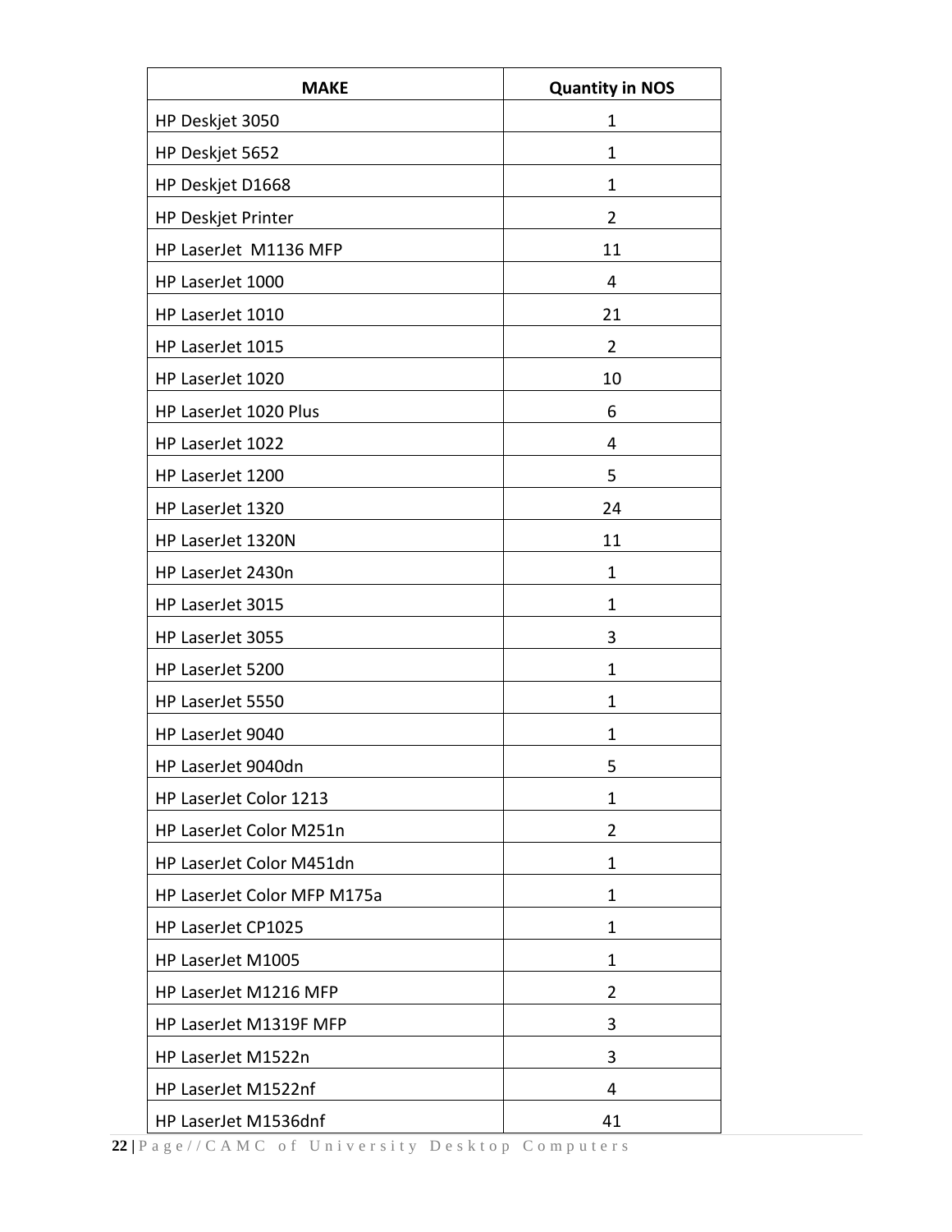| MAKE | Quantity in NOS |
| --- | --- |
| HP Deskjet 3050 | 1 |
| HP Deskjet 5652 | 1 |
| HP Deskjet D1668 | 1 |
| HP Deskjet Printer | 2 |
| HP LaserJet  M1136 MFP | 11 |
| HP LaserJet 1000 | 4 |
| HP LaserJet 1010 | 21 |
| HP LaserJet 1015 | 2 |
| HP LaserJet 1020 | 10 |
| HP LaserJet 1020 Plus | 6 |
| HP LaserJet 1022 | 4 |
| HP LaserJet 1200 | 5 |
| HP LaserJet 1320 | 24 |
| HP LaserJet 1320N | 11 |
| HP LaserJet 2430n | 1 |
| HP LaserJet 3015 | 1 |
| HP LaserJet 3055 | 3 |
| HP LaserJet 5200 | 1 |
| HP LaserJet 5550 | 1 |
| HP LaserJet 9040 | 1 |
| HP LaserJet 9040dn | 5 |
| HP LaserJet Color 1213 | 1 |
| HP LaserJet Color M251n | 2 |
| HP LaserJet Color M451dn | 1 |
| HP LaserJet Color MFP M175a | 1 |
| HP LaserJet CP1025 | 1 |
| HP LaserJet M1005 | 1 |
| HP LaserJet M1216 MFP | 2 |
| HP LaserJet M1319F MFP | 3 |
| HP LaserJet M1522n | 3 |
| HP LaserJet M1522nf | 4 |
| HP LaserJet M1536dnf | 41 |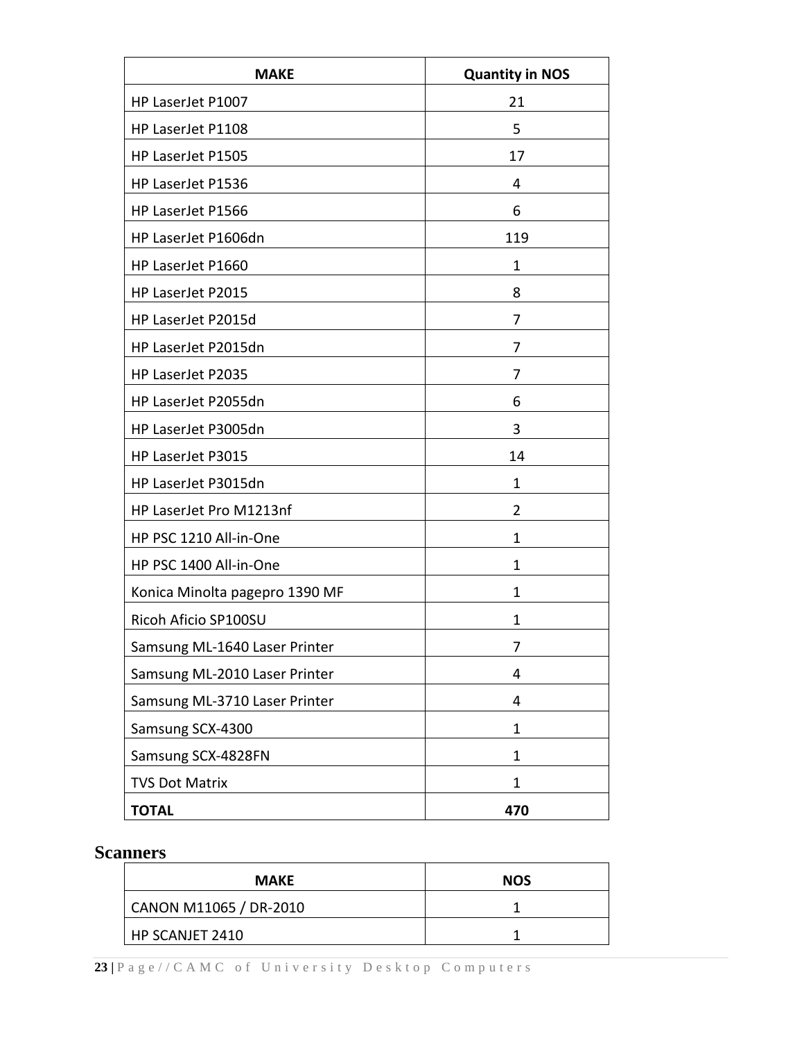| MAKE | Quantity in NOS |
|---|---|
| HP LaserJet P1007 | 21 |
| HP LaserJet P1108 | 5 |
| HP LaserJet P1505 | 17 |
| HP LaserJet P1536 | 4 |
| HP LaserJet P1566 | 6 |
| HP LaserJet P1606dn | 119 |
| HP LaserJet P1660 | 1 |
| HP LaserJet P2015 | 8 |
| HP LaserJet P2015d | 7 |
| HP LaserJet P2015dn | 7 |
| HP LaserJet P2035 | 7 |
| HP LaserJet P2055dn | 6 |
| HP LaserJet P3005dn | 3 |
| HP LaserJet P3015 | 14 |
| HP LaserJet P3015dn | 1 |
| HP LaserJet Pro M1213nf | 2 |
| HP PSC 1210 All-in-One | 1 |
| HP PSC 1400 All-in-One | 1 |
| Konica Minolta pagepro 1390 MF | 1 |
| Ricoh Aficio SP100SU | 1 |
| Samsung ML-1640 Laser Printer | 7 |
| Samsung ML-2010 Laser Printer | 4 |
| Samsung ML-3710 Laser Printer | 4 |
| Samsung SCX-4300 | 1 |
| Samsung SCX-4828FN | 1 |
| TVS Dot Matrix | 1 |
| **TOTAL** | **470** |

## Scanners

| MAKE | NOS |
|---|---|
| CANON M11065 / DR-2010 | 1 |
| HP SCANJET 2410 | 1 |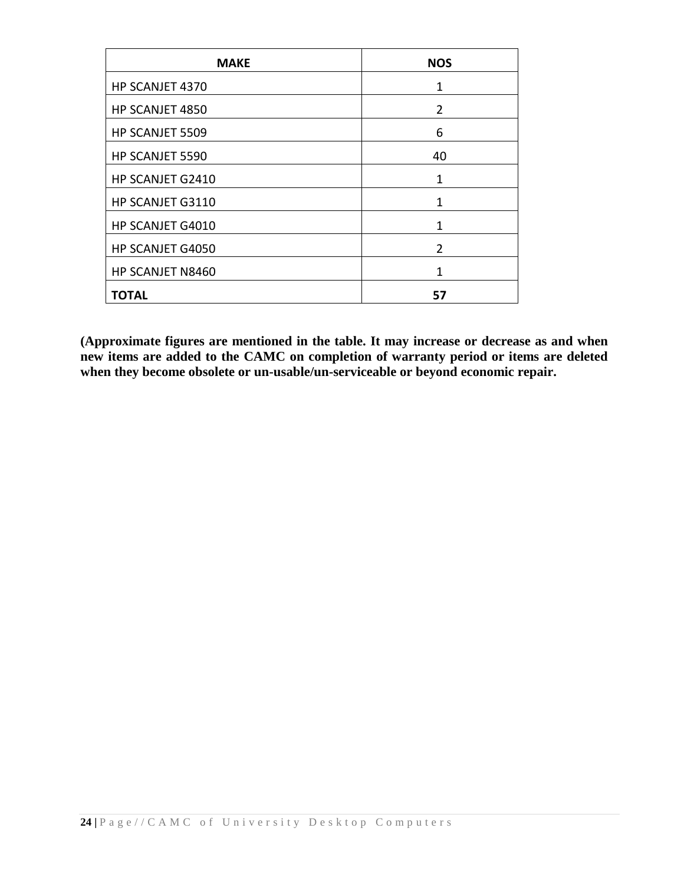| MAKE | NOS |
|---|---|
| HP SCANJET 4370 | 1 |
| HP SCANJET 4850 | 2 |
| HP SCANJET 5509 | 6 |
| HP SCANJET 5590 | 40 |
| HP SCANJET G2410 | 1 |
| HP SCANJET G3110 | 1 |
| HP SCANJET G4010 | 1 |
| HP SCANJET G4050 | 2 |
| HP SCANJET N8460 | 1 |
| **TOTAL** | **57** |

**(Approximate figures are mentioned in the table. It may increase or decrease as and when new items are added to the CAMC on completion of warranty period or items are deleted when they become obsolete or un-usable/un-serviceable or beyond economic repair.**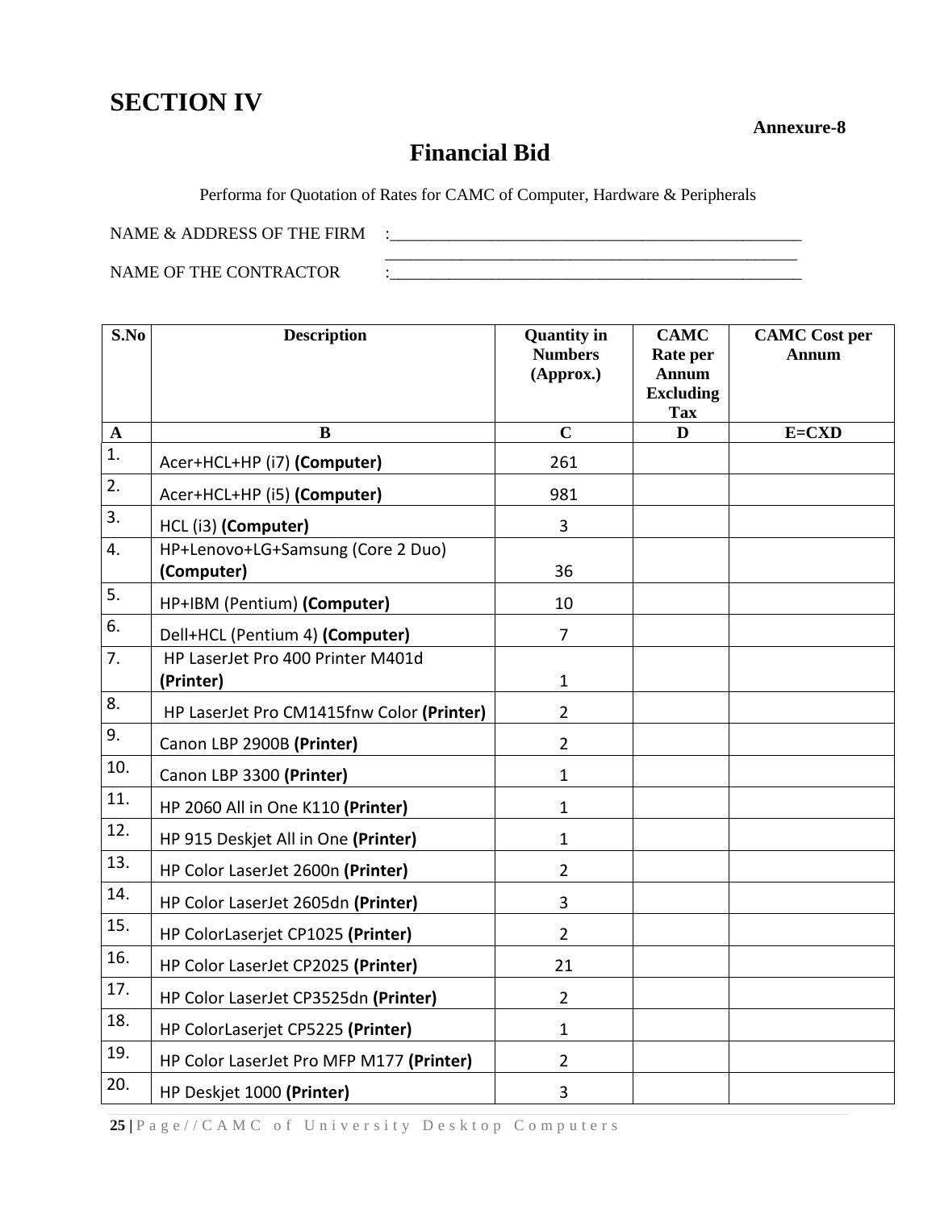# SECTION IV

**Annexure-8**

## Financial Bid

Performa for Quotation of Rates for CAMC of Computer, Hardware & Peripherals

NAME & ADDRESS OF THE FIRM :___________________________________________________
___________________________________________________

NAME OF THE CONTRACTOR :___________________________________________________

| S.No | Description | Quantity in Numbers (Approx.) | CAMC Rate per Annum Excluding Tax | CAMC Cost per Annum |
|---|---|---|---|---|
| A | B | C | D | E=CXD |
| 1. | Acer+HCL+HP (i7) **(Computer)** | 261 | | |
| 2. | Acer+HCL+HP (i5) **(Computer)** | 981 | | |
| 3. | HCL (i3) **(Computer)** | 3 | | |
| 4. | HP+Lenovo+LG+Samsung (Core 2 Duo) **(Computer)** | 36 | | |
| 5. | HP+IBM (Pentium) **(Computer)** | 10 | | |
| 6. | Dell+HCL (Pentium 4) **(Computer)** | 7 | | |
| 7. | HP LaserJet Pro 400 Printer M401d **(Printer)** | 1 | | |
| 8. | HP LaserJet Pro CM1415fnw Color **(Printer)** | 2 | | |
| 9. | Canon LBP 2900B **(Printer)** | 2 | | |
| 10. | Canon LBP 3300 **(Printer)** | 1 | | |
| 11. | HP 2060 All in One K110 **(Printer)** | 1 | | |
| 12. | HP 915 Deskjet All in One **(Printer)** | 1 | | |
| 13. | HP Color LaserJet 2600n **(Printer)** | 2 | | |
| 14. | HP Color LaserJet 2605dn **(Printer)** | 3 | | |
| 15. | HP ColorLaserjet CP1025 **(Printer)** | 2 | | |
| 16. | HP Color LaserJet CP2025 **(Printer)** | 21 | | |
| 17. | HP Color LaserJet CP3525dn **(Printer)** | 2 | | |
| 18. | HP ColorLaserjet CP5225 **(Printer)** | 1 | | |
| 19. | HP Color LaserJet Pro MFP M177 **(Printer)** | 2 | | |
| 20. | HP Deskjet 1000 **(Printer)** | 3 | | |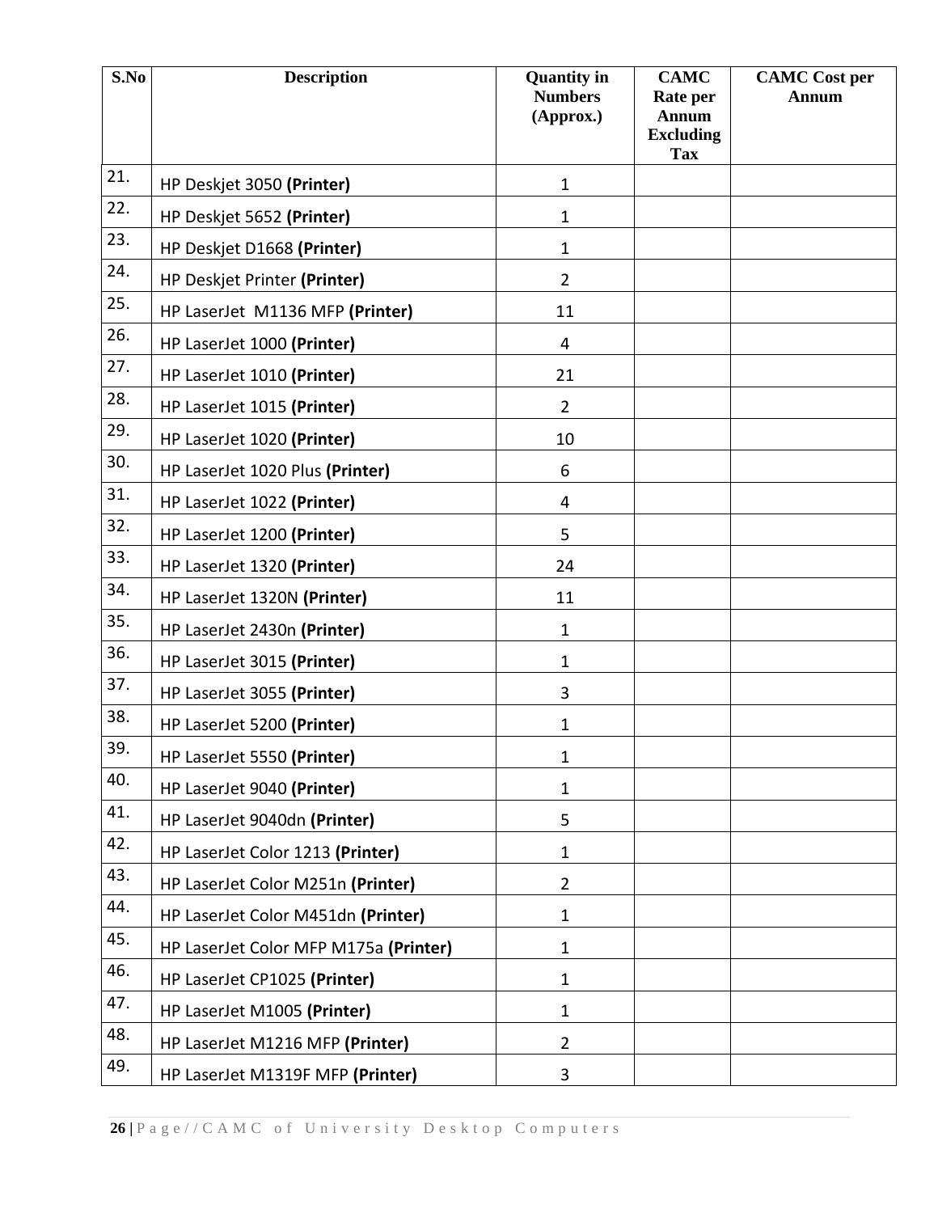| S.No | Description | Quantity in Numbers (Approx.) | CAMC Rate per Annum Excluding Tax | CAMC Cost per Annum |
|---|---|---|---|---|
| 21. | HP Deskjet 3050 **(Printer)** | 1 | | |
| 22. | HP Deskjet 5652 **(Printer)** | 1 | | |
| 23. | HP Deskjet D1668 **(Printer)** | 1 | | |
| 24. | HP Deskjet Printer **(Printer)** | 2 | | |
| 25. | HP LaserJet M1136 MFP **(Printer)** | 11 | | |
| 26. | HP LaserJet 1000 **(Printer)** | 4 | | |
| 27. | HP LaserJet 1010 **(Printer)** | 21 | | |
| 28. | HP LaserJet 1015 **(Printer)** | 2 | | |
| 29. | HP LaserJet 1020 **(Printer)** | 10 | | |
| 30. | HP LaserJet 1020 Plus **(Printer)** | 6 | | |
| 31. | HP LaserJet 1022 **(Printer)** | 4 | | |
| 32. | HP LaserJet 1200 **(Printer)** | 5 | | |
| 33. | HP LaserJet 1320 **(Printer)** | 24 | | |
| 34. | HP LaserJet 1320N **(Printer)** | 11 | | |
| 35. | HP LaserJet 2430n **(Printer)** | 1 | | |
| 36. | HP LaserJet 3015 **(Printer)** | 1 | | |
| 37. | HP LaserJet 3055 **(Printer)** | 3 | | |
| 38. | HP LaserJet 5200 **(Printer)** | 1 | | |
| 39. | HP LaserJet 5550 **(Printer)** | 1 | | |
| 40. | HP LaserJet 9040 **(Printer)** | 1 | | |
| 41. | HP LaserJet 9040dn **(Printer)** | 5 | | |
| 42. | HP LaserJet Color 1213 **(Printer)** | 1 | | |
| 43. | HP LaserJet Color M251n **(Printer)** | 2 | | |
| 44. | HP LaserJet Color M451dn **(Printer)** | 1 | | |
| 45. | HP LaserJet Color MFP M175a **(Printer)** | 1 | | |
| 46. | HP LaserJet CP1025 **(Printer)** | 1 | | |
| 47. | HP LaserJet M1005 **(Printer)** | 1 | | |
| 48. | HP LaserJet M1216 MFP **(Printer)** | 2 | | |
| 49. | HP LaserJet M1319F MFP **(Printer)** | 3 | | |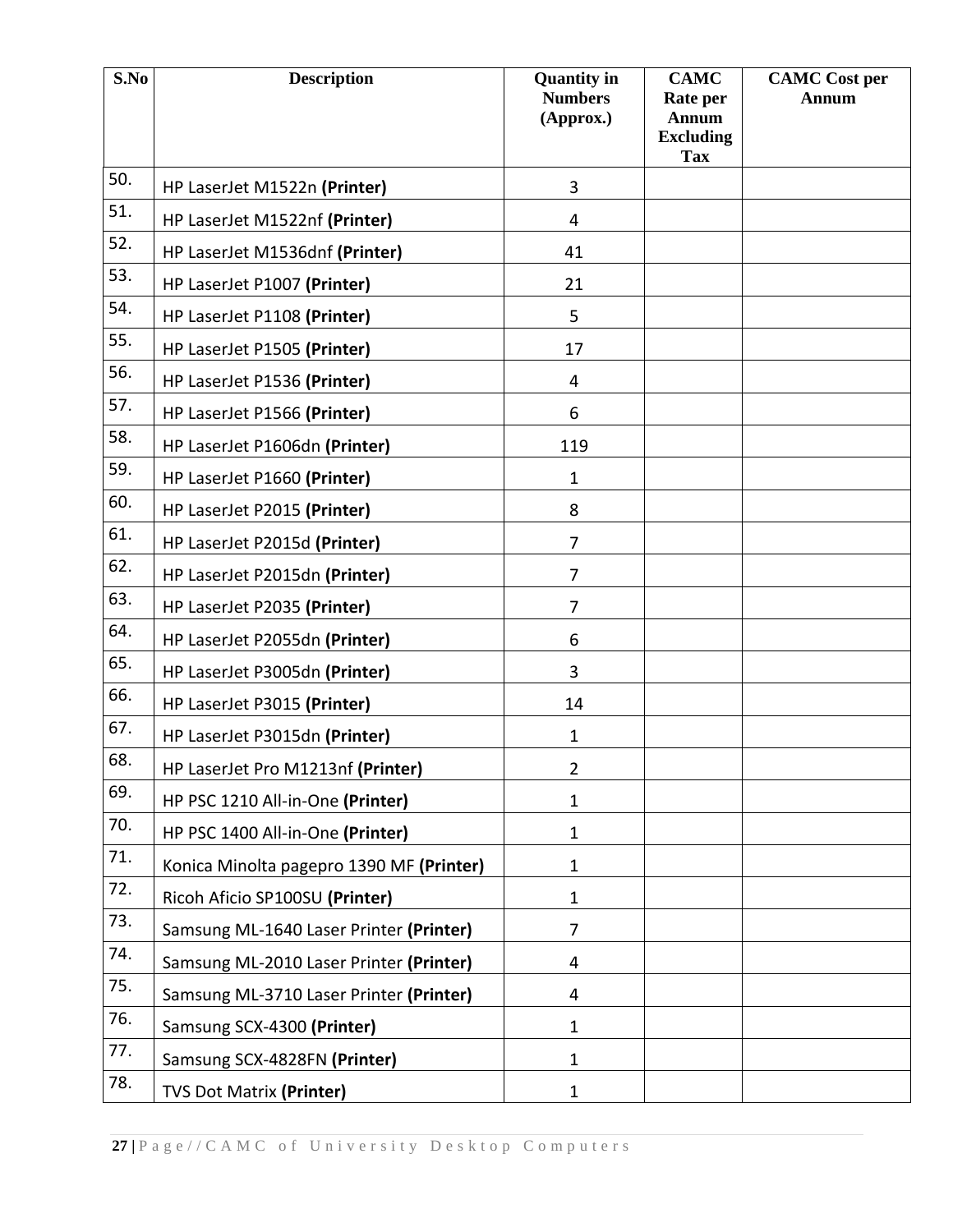| S.No | Description | Quantity in Numbers (Approx.) | CAMC Rate per Annum Excluding Tax | CAMC Cost per Annum |
|---|---|---|---|---|
| 50. | HP LaserJet M1522n **(Printer)** | 3 | | |
| 51. | HP LaserJet M1522nf **(Printer)** | 4 | | |
| 52. | HP LaserJet M1536dnf **(Printer)** | 41 | | |
| 53. | HP LaserJet P1007 **(Printer)** | 21 | | |
| 54. | HP LaserJet P1108 **(Printer)** | 5 | | |
| 55. | HP LaserJet P1505 **(Printer)** | 17 | | |
| 56. | HP LaserJet P1536 **(Printer)** | 4 | | |
| 57. | HP LaserJet P1566 **(Printer)** | 6 | | |
| 58. | HP LaserJet P1606dn **(Printer)** | 119 | | |
| 59. | HP LaserJet P1660 **(Printer)** | 1 | | |
| 60. | HP LaserJet P2015 **(Printer)** | 8 | | |
| 61. | HP LaserJet P2015d **(Printer)** | 7 | | |
| 62. | HP LaserJet P2015dn **(Printer)** | 7 | | |
| 63. | HP LaserJet P2035 **(Printer)** | 7 | | |
| 64. | HP LaserJet P2055dn **(Printer)** | 6 | | |
| 65. | HP LaserJet P3005dn **(Printer)** | 3 | | |
| 66. | HP LaserJet P3015 **(Printer)** | 14 | | |
| 67. | HP LaserJet P3015dn **(Printer)** | 1 | | |
| 68. | HP LaserJet Pro M1213nf **(Printer)** | 2 | | |
| 69. | HP PSC 1210 All-in-One **(Printer)** | 1 | | |
| 70. | HP PSC 1400 All-in-One **(Printer)** | 1 | | |
| 71. | Konica Minolta pagepro 1390 MF **(Printer)** | 1 | | |
| 72. | Ricoh Aficio SP100SU **(Printer)** | 1 | | |
| 73. | Samsung ML-1640 Laser Printer **(Printer)** | 7 | | |
| 74. | Samsung ML-2010 Laser Printer **(Printer)** | 4 | | |
| 75. | Samsung ML-3710 Laser Printer **(Printer)** | 4 | | |
| 76. | Samsung SCX-4300 **(Printer)** | 1 | | |
| 77. | Samsung SCX-4828FN **(Printer)** | 1 | | |
| 78. | TVS Dot Matrix **(Printer)** | 1 | | |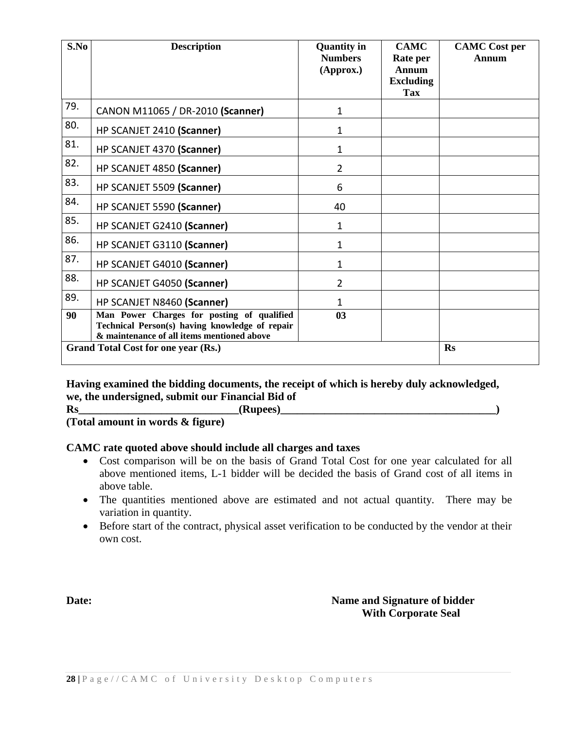| S.No | Description | Quantity in Numbers (Approx.) | CAMC Rate per Annum Excluding Tax | CAMC Cost per Annum |
|---|---|---|---|---|
| 79. | CANON M11065 / DR-2010 **(Scanner)** | 1 | | |
| 80. | HP SCANJET 2410 **(Scanner)** | 1 | | |
| 81. | HP SCANJET 4370 **(Scanner)** | 1 | | |
| 82. | HP SCANJET 4850 **(Scanner)** | 2 | | |
| 83. | HP SCANJET 5509 **(Scanner)** | 6 | | |
| 84. | HP SCANJET 5590 **(Scanner)** | 40 | | |
| 85. | HP SCANJET G2410 **(Scanner)** | 1 | | |
| 86. | HP SCANJET G3110 **(Scanner)** | 1 | | |
| 87. | HP SCANJET G4010 **(Scanner)** | 1 | | |
| 88. | HP SCANJET G4050 **(Scanner)** | 2 | | |
| 89. | HP SCANJET N8460 **(Scanner)** | 1 | | |
| **90** | **Man Power Charges for posting of qualified Technical Person(s) having knowledge of repair & maintenance of all items mentioned above** | **03** | | |
| **Grand Total Cost for one year (Rs.)** | | | | **Rs** |

**Having examined the bidding documents, the receipt of which is hereby duly acknowledged, we, the undersigned, submit our Financial Bid of Rs_____________________________(Rupees)_______________________________________)**
**(Total amount in words & figure)**

**CAMC rate quoted above should include all charges and taxes**

- Cost comparison will be on the basis of Grand Total Cost for one year calculated for all above mentioned items, L-1 bidder will be decided the basis of Grand cost of all items in above table.
- The quantities mentioned above are estimated and not actual quantity. There may be variation in quantity.
- Before start of the contract, physical asset verification to be conducted by the vendor at their own cost.

**Date:**

**Name and Signature of bidder**
**With Corporate Seal**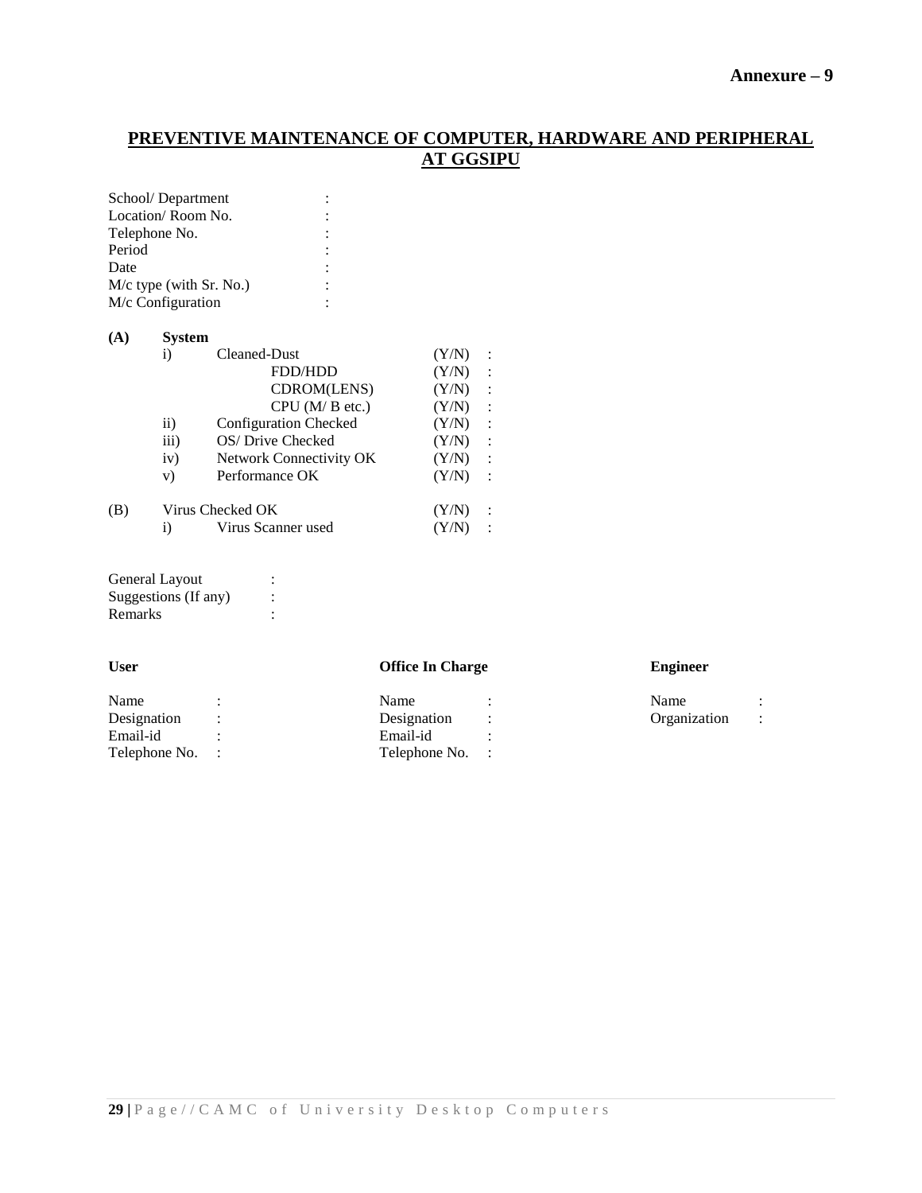**Annexure – 9**

## PREVENTIVE MAINTENANCE OF COMPUTER, HARDWARE AND PERIPHERAL AT GGSIPU

School/ Department :
Location/ Room No. :
Telephone No. :
Period :
Date :
M/c type (with Sr. No.) :
M/c Configuration :

**(A) System**

| | | | |
|---|---|---|---|
| i) | Cleaned-Dust | (Y/N) | : |
| | FDD/HDD | (Y/N) | : |
| | CDROM(LENS) | (Y/N) | : |
| | CPU (M/ B etc.) | (Y/N) | : |
| ii) | Configuration Checked | (Y/N) | : |
| iii) | OS/ Drive Checked | (Y/N) | : |
| iv) | Network Connectivity OK | (Y/N) | : |
| v) | Performance OK | (Y/N) | : |

**(B)** Virus Checked OK (Y/N) :

| | | | |
|---|---|---|---|
| i) | Virus Scanner used | (Y/N) | : |

General Layout :
Suggestions (If any) :
Remarks :

| **User** | | **Office In Charge** | | **Engineer** | |
|---|---|---|---|---|---|
| Name | : | Name | : | Name | : |
| Designation | : | Designation | : | Organization | : |
| Email-id | : | Email-id | : | | |
| Telephone No. | : | Telephone No. | : | | |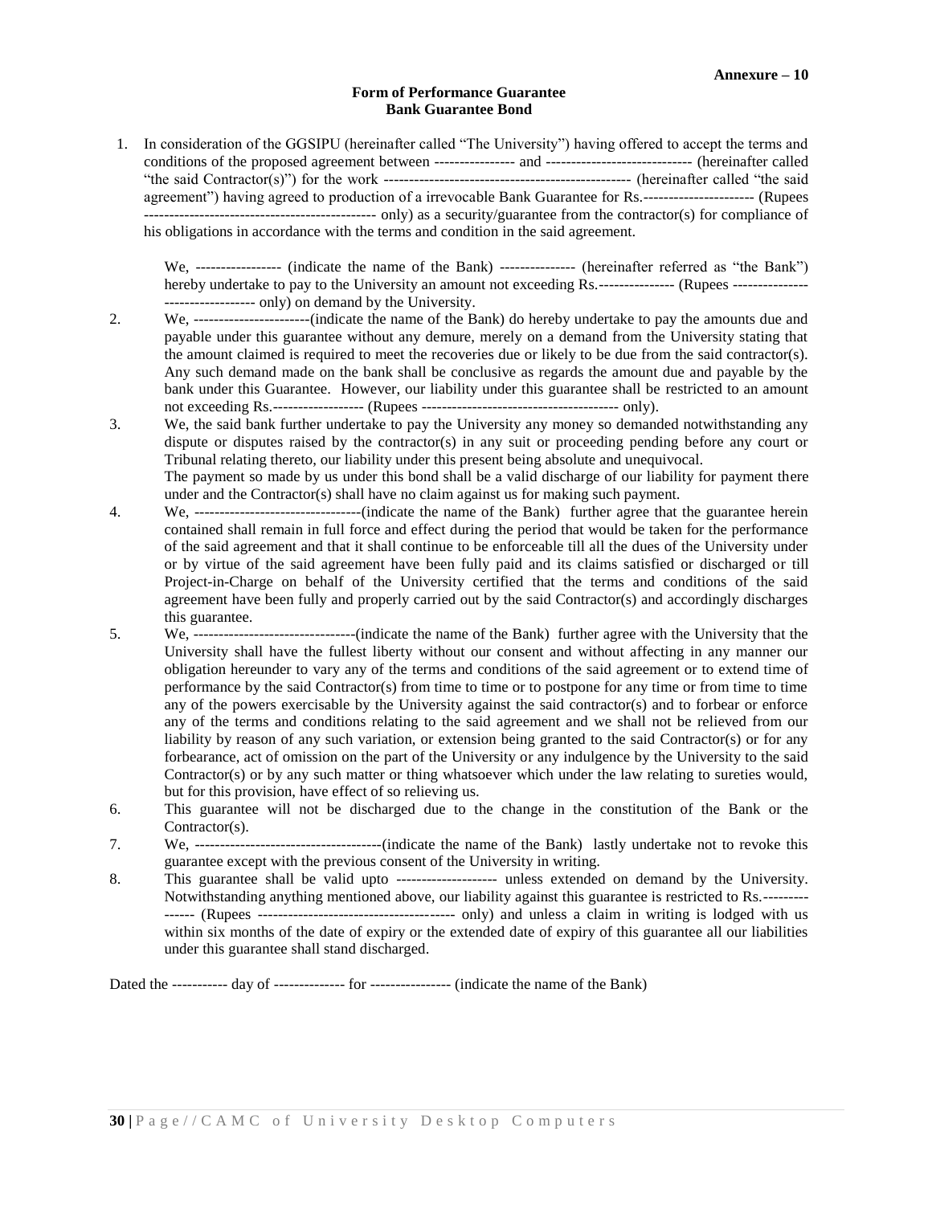**Annexure – 10**

**Form of Performance Guarantee**
**Bank Guarantee Bond**

1. In consideration of the GGSIPU (hereinafter called "The University") having offered to accept the terms and conditions of the proposed agreement between ---------------- and ----------------------------- (hereinafter called "the said Contractor(s)") for the work ------------------------------------------------- (hereinafter called "the said agreement") having agreed to production of a irrevocable Bank Guarantee for Rs.---------------------- (Rupees --------------------------------------------- only) as a security/guarantee from the contractor(s) for compliance of his obligations in accordance with the terms and condition in the said agreement.

   We, ----------------- (indicate the name of the Bank) --------------- (hereinafter referred as "the Bank") hereby undertake to pay to the University an amount not exceeding Rs.--------------- (Rupees --------------------------------- only) on demand by the University.

2. We, -----------------------(indicate the name of the Bank) do hereby undertake to pay the amounts due and payable under this guarantee without any demure, merely on a demand from the University stating that the amount claimed is required to meet the recoveries due or likely to be due from the said contractor(s). Any such demand made on the bank shall be conclusive as regards the amount due and payable by the bank under this Guarantee. However, our liability under this guarantee shall be restricted to an amount not exceeding Rs.------------------ (Rupees -------------------------------------- only).

3. We, the said bank further undertake to pay the University any money so demanded notwithstanding any dispute or disputes raised by the contractor(s) in any suit or proceeding pending before any court or Tribunal relating thereto, our liability under this present being absolute and unequivocal.
   The payment so made by us under this bond shall be a valid discharge of our liability for payment there under and the Contractor(s) shall have no claim against us for making such payment.

4. We, ---------------------------------(indicate the name of the Bank) further agree that the guarantee herein contained shall remain in full force and effect during the period that would be taken for the performance of the said agreement and that it shall continue to be enforceable till all the dues of the University under or by virtue of the said agreement have been fully paid and its claims satisfied or discharged or till Project-in-Charge on behalf of the University certified that the terms and conditions of the said agreement have been fully and properly carried out by the said Contractor(s) and accordingly discharges this guarantee.

5. We, --------------------------------(indicate the name of the Bank) further agree with the University that the University shall have the fullest liberty without our consent and without affecting in any manner our obligation hereunder to vary any of the terms and conditions of the said agreement or to extend time of performance by the said Contractor(s) from time to time or to postpone for any time or from time to time any of the powers exercisable by the University against the said contractor(s) and to forbear or enforce any of the terms and conditions relating to the said agreement and we shall not be relieved from our liability by reason of any such variation, or extension being granted to the said Contractor(s) or for any forbearance, act of omission on the part of the University or any indulgence by the University to the said Contractor(s) or by any such matter or thing whatsoever which under the law relating to sureties would, but for this provision, have effect of so relieving us.

6. This guarantee will not be discharged due to the change in the constitution of the Bank or the Contractor(s).

7. We, -------------------------------------(indicate the name of the Bank) lastly undertake not to revoke this guarantee except with the previous consent of the University in writing.

8. This guarantee shall be valid upto -------------------- unless extended on demand by the University. Notwithstanding anything mentioned above, our liability against this guarantee is restricted to Rs.--------------- (Rupees -------------------------------------- only) and unless a claim in writing is lodged with us within six months of the date of expiry or the extended date of expiry of this guarantee all our liabilities under this guarantee shall stand discharged.

Dated the ----------- day of -------------- for ---------------- (indicate the name of the Bank)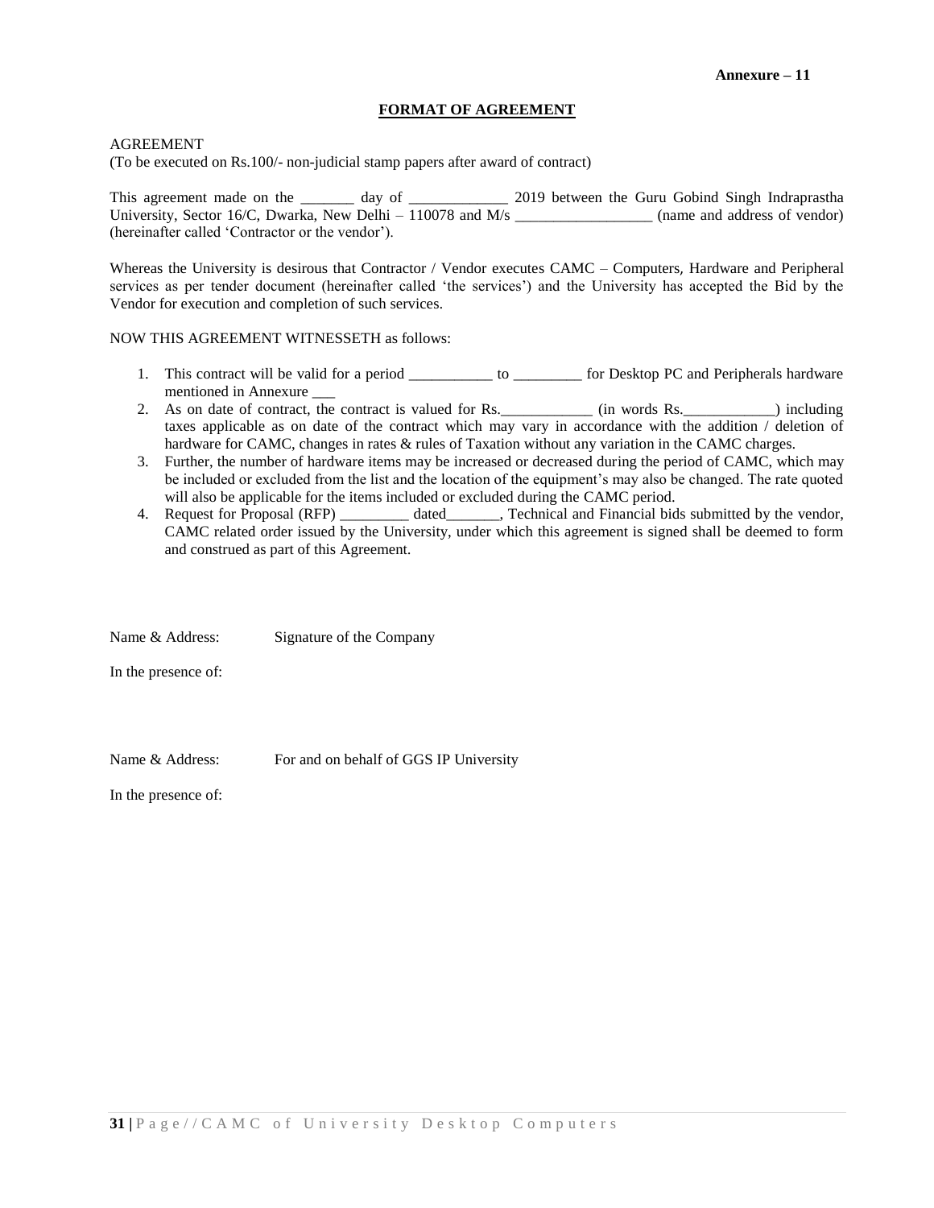**Annexure – 11**

## FORMAT OF AGREEMENT

AGREEMENT
(To be executed on Rs.100/- non-judicial stamp papers after award of contract)

This agreement made on the _______ day of _____________ 2019 between the Guru Gobind Singh Indraprastha University, Sector 16/C, Dwarka, New Delhi – 110078 and M/s __________________ (name and address of vendor) (hereinafter called 'Contractor or the vendor').

Whereas the University is desirous that Contractor / Vendor executes CAMC – Computers, Hardware and Peripheral services as per tender document (hereinafter called 'the services') and the University has accepted the Bid by the Vendor for execution and completion of such services.

NOW THIS AGREEMENT WITNESSETH as follows:

1. This contract will be valid for a period ___________ to _________ for Desktop PC and Peripherals hardware mentioned in Annexure ___
2. As on date of contract, the contract is valued for Rs.____________ (in words Rs.____________) including taxes applicable as on date of the contract which may vary in accordance with the addition / deletion of hardware for CAMC, changes in rates & rules of Taxation without any variation in the CAMC charges.
3. Further, the number of hardware items may be increased or decreased during the period of CAMC, which may be included or excluded from the list and the location of the equipment's may also be changed. The rate quoted will also be applicable for the items included or excluded during the CAMC period.
4. Request for Proposal (RFP) _________ dated_______, Technical and Financial bids submitted by the vendor, CAMC related order issued by the University, under which this agreement is signed shall be deemed to form and construed as part of this Agreement.

Name & Address: Signature of the Company

In the presence of:

Name & Address: For and on behalf of GGS IP University

In the presence of: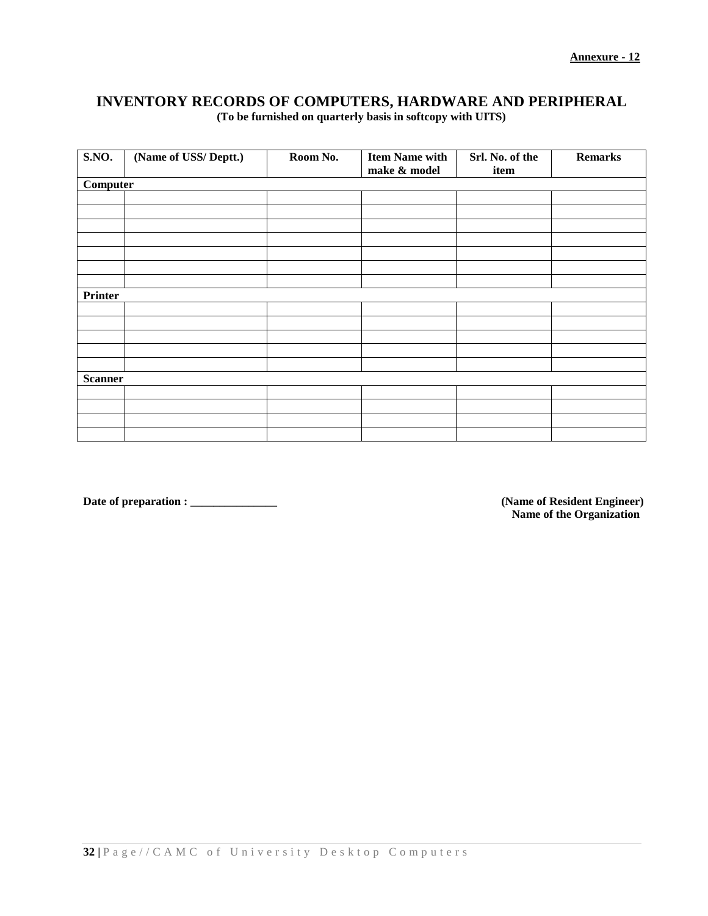**Annexure - 12**

# INVENTORY RECORDS OF COMPUTERS, HARDWARE AND PERIPHERAL

**(To be furnished on quarterly basis in softcopy with UITS)**

| S.NO. | (Name of USS/ Deptt.) | Room No. | Item Name with make & model | Srl. No. of the item | Remarks |
|---|---|---|---|---|---|
| **Computer** | | | | | |
| | | | | | |
| | | | | | |
| | | | | | |
| | | | | | |
| | | | | | |
| | | | | | |
| | | | | | |
| **Printer** | | | | | |
| | | | | | |
| | | | | | |
| | | | | | |
| | | | | | |
| | | | | | |
| **Scanner** | | | | | |
| | | | | | |
| | | | | | |
| | | | | | |
| | | | | | |

**Date of preparation : _______________**

**(Name of Resident Engineer)**
**Name of the Organization**